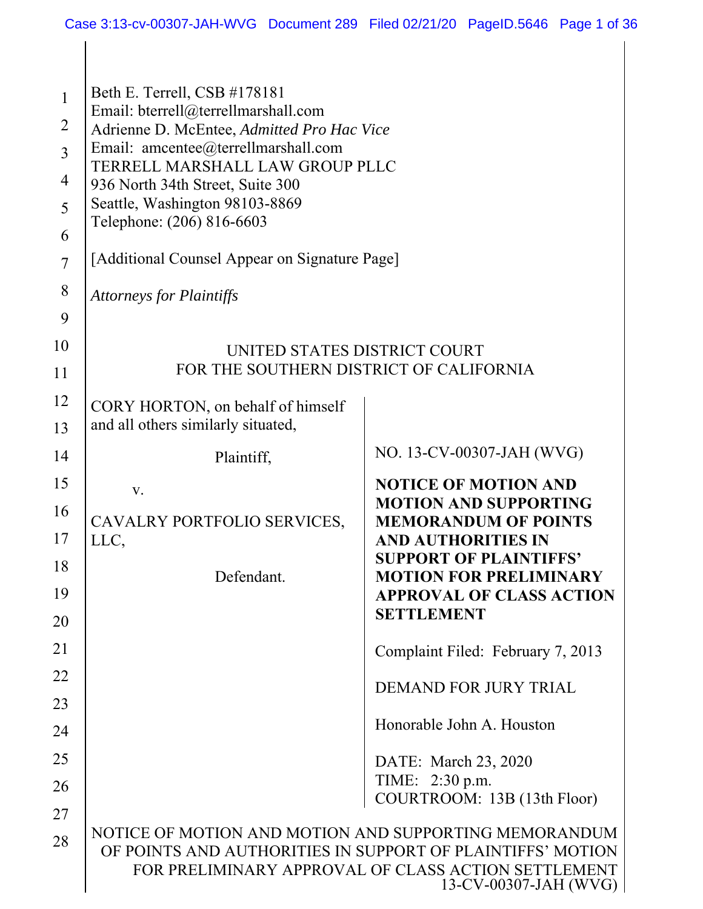Beth E. Terrell, CSB #178181
Email: bterrell@terrellmarshall.com
Adrienne D. McEntee, *Admitted Pro Hac Vice*
Email: amcentee@terrellmarshall.com
TERRELL MARSHALL LAW GROUP PLLC
936 North 34th Street, Suite 300
Seattle, Washington 98103-8869
Telephone: (206) 816-6603

[Additional Counsel Appear on Signature Page]

*Attorneys for Plaintiffs*

UNITED STATES DISTRICT COURT
FOR THE SOUTHERN DISTRICT OF CALIFORNIA

CORY HORTON, on behalf of himself and all others similarly situated,

Plaintiff,

v.

CAVALRY PORTFOLIO SERVICES, LLC,

Defendant.

NO. 13-CV-00307-JAH (WVG)

**NOTICE OF MOTION AND MOTION AND SUPPORTING MEMORANDUM OF POINTS AND AUTHORITIES IN SUPPORT OF PLAINTIFFS' MOTION FOR PRELIMINARY APPROVAL OF CLASS ACTION SETTLEMENT**

Complaint Filed: February 7, 2013

DEMAND FOR JURY TRIAL

Honorable John A. Houston

DATE: March 23, 2020
TIME: 2:30 p.m.
COURTROOM: 13B (13th Floor)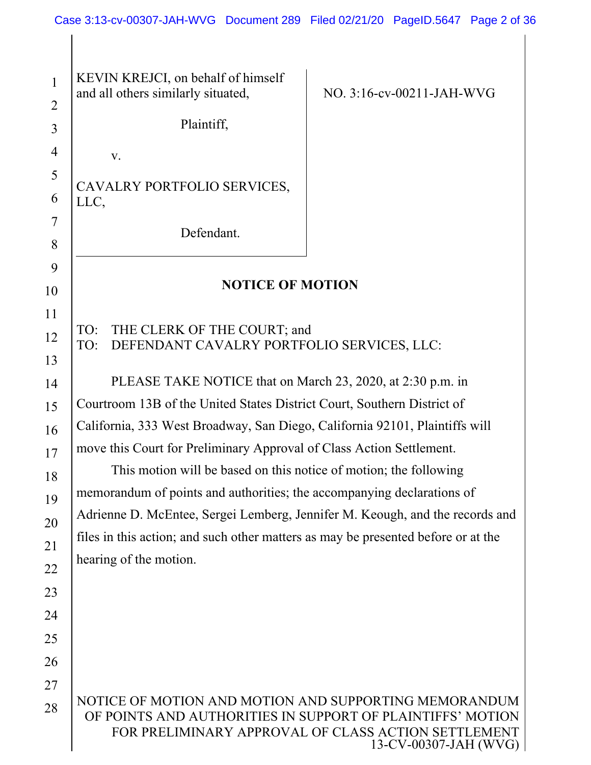KEVIN KREJCI, on behalf of himself and all others similarly situated,

Plaintiff,

v.

CAVALRY PORTFOLIO SERVICES, LLC,

Defendant.

NO. 3:16-cv-00211-JAH-WVG

## NOTICE OF MOTION

TO: THE CLERK OF THE COURT; and
TO: DEFENDANT CAVALRY PORTFOLIO SERVICES, LLC:

PLEASE TAKE NOTICE that on March 23, 2020, at 2:30 p.m. in Courtroom 13B of the United States District Court, Southern District of California, 333 West Broadway, San Diego, California 92101, Plaintiffs will move this Court for Preliminary Approval of Class Action Settlement.

This motion will be based on this notice of motion; the following memorandum of points and authorities; the accompanying declarations of Adrienne D. McEntee, Sergei Lemberg, Jennifer M. Keough, and the records and files in this action; and such other matters as may be presented before or at the hearing of the motion.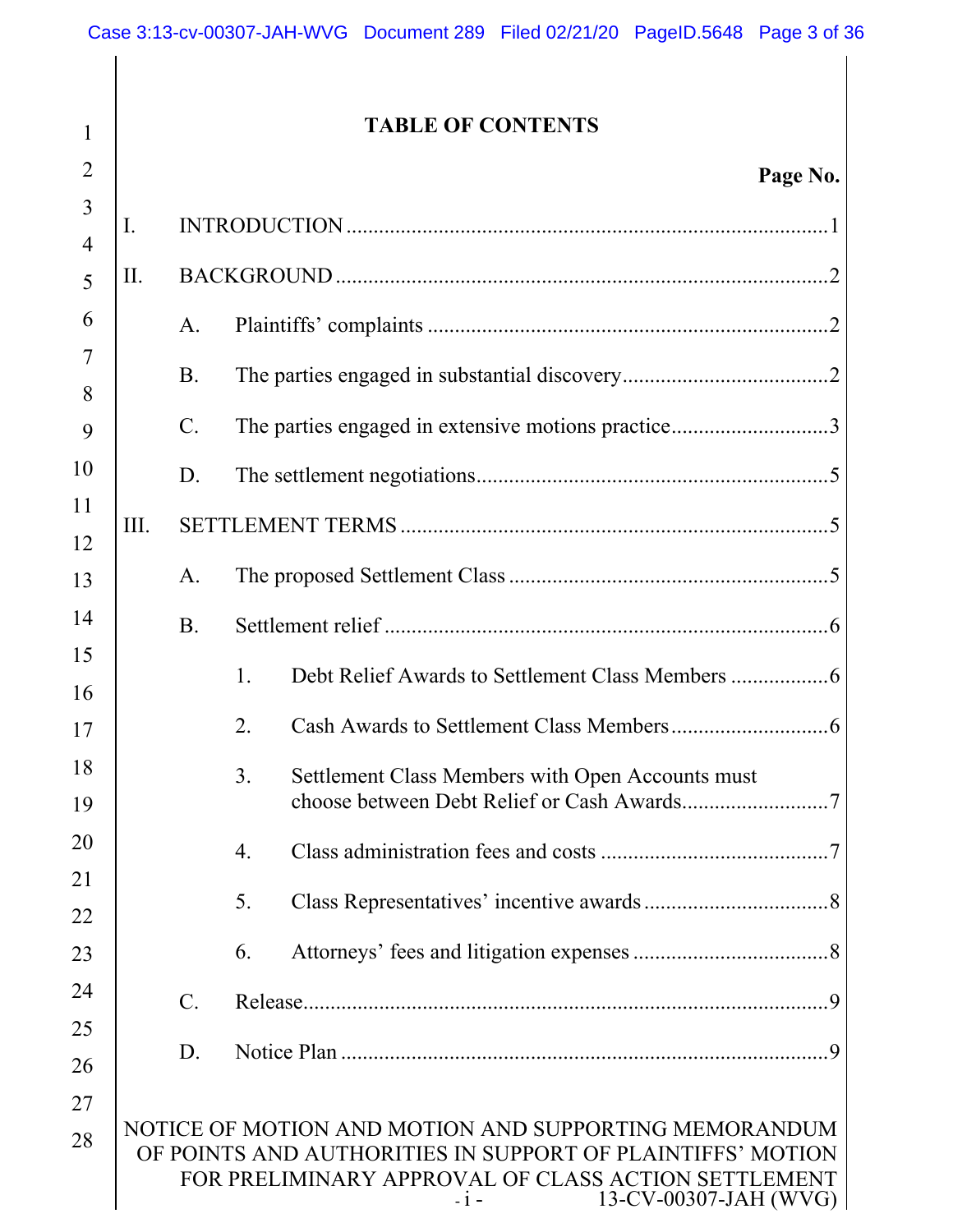# TABLE OF CONTENTS

**Page No.**

I. INTRODUCTION .......... 1

II. BACKGROUND .......... 2

A. Plaintiffs' complaints .......... 2

B. The parties engaged in substantial discovery .......... 2

C. The parties engaged in extensive motions practice .......... 3

D. The settlement negotiations .......... 5

III. SETTLEMENT TERMS .......... 5

A. The proposed Settlement Class .......... 5

B. Settlement relief .......... 6

1. Debt Relief Awards to Settlement Class Members .......... 6

2. Cash Awards to Settlement Class Members .......... 6

3. Settlement Class Members with Open Accounts must choose between Debt Relief or Cash Awards .......... 7

4. Class administration fees and costs .......... 7

5. Class Representatives' incentive awards .......... 8

6. Attorneys' fees and litigation expenses .......... 8

C. Release .......... 9

D. Notice Plan .......... 9

NOTICE OF MOTION AND MOTION AND SUPPORTING MEMORANDUM OF POINTS AND AUTHORITIES IN SUPPORT OF PLAINTIFFS' MOTION FOR PRELIMINARY APPROVAL OF CLASS ACTION SETTLEMENT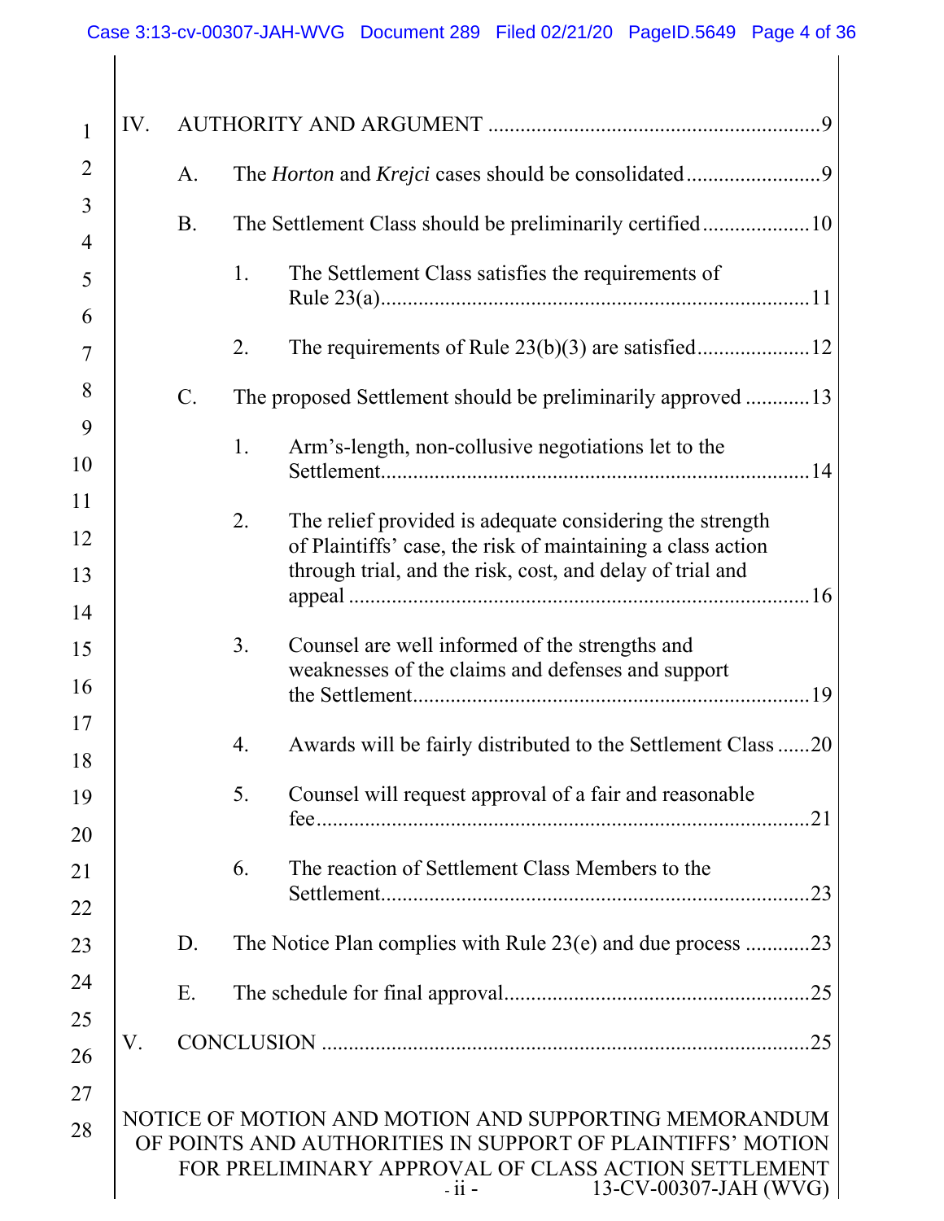IV. AUTHORITY AND ARGUMENT ..... 9

A. The *Horton* and *Krejci* cases should be consolidated ..... 9

B. The Settlement Class should be preliminarily certified ..... 10

1. The Settlement Class satisfies the requirements of Rule 23(a) ..... 11

2. The requirements of Rule 23(b)(3) are satisfied ..... 12

C. The proposed Settlement should be preliminarily approved ..... 13

1. Arm's-length, non-collusive negotiations let to the Settlement ..... 14

2. The relief provided is adequate considering the strength of Plaintiffs' case, the risk of maintaining a class action through trial, and the risk, cost, and delay of trial and appeal ..... 16

3. Counsel are well informed of the strengths and weaknesses of the claims and defenses and support the Settlement ..... 19

4. Awards will be fairly distributed to the Settlement Class ..... 20

5. Counsel will request approval of a fair and reasonable fee ..... 21

6. The reaction of Settlement Class Members to the Settlement ..... 23

D. The Notice Plan complies with Rule 23(e) and due process ..... 23

E. The schedule for final approval ..... 25

V. CONCLUSION ..... 25

NOTICE OF MOTION AND MOTION AND SUPPORTING MEMORANDUM OF POINTS AND AUTHORITIES IN SUPPORT OF PLAINTIFFS' MOTION FOR PRELIMINARY APPROVAL OF CLASS ACTION SETTLEMENT

13-CV-00307-JAH (WVG)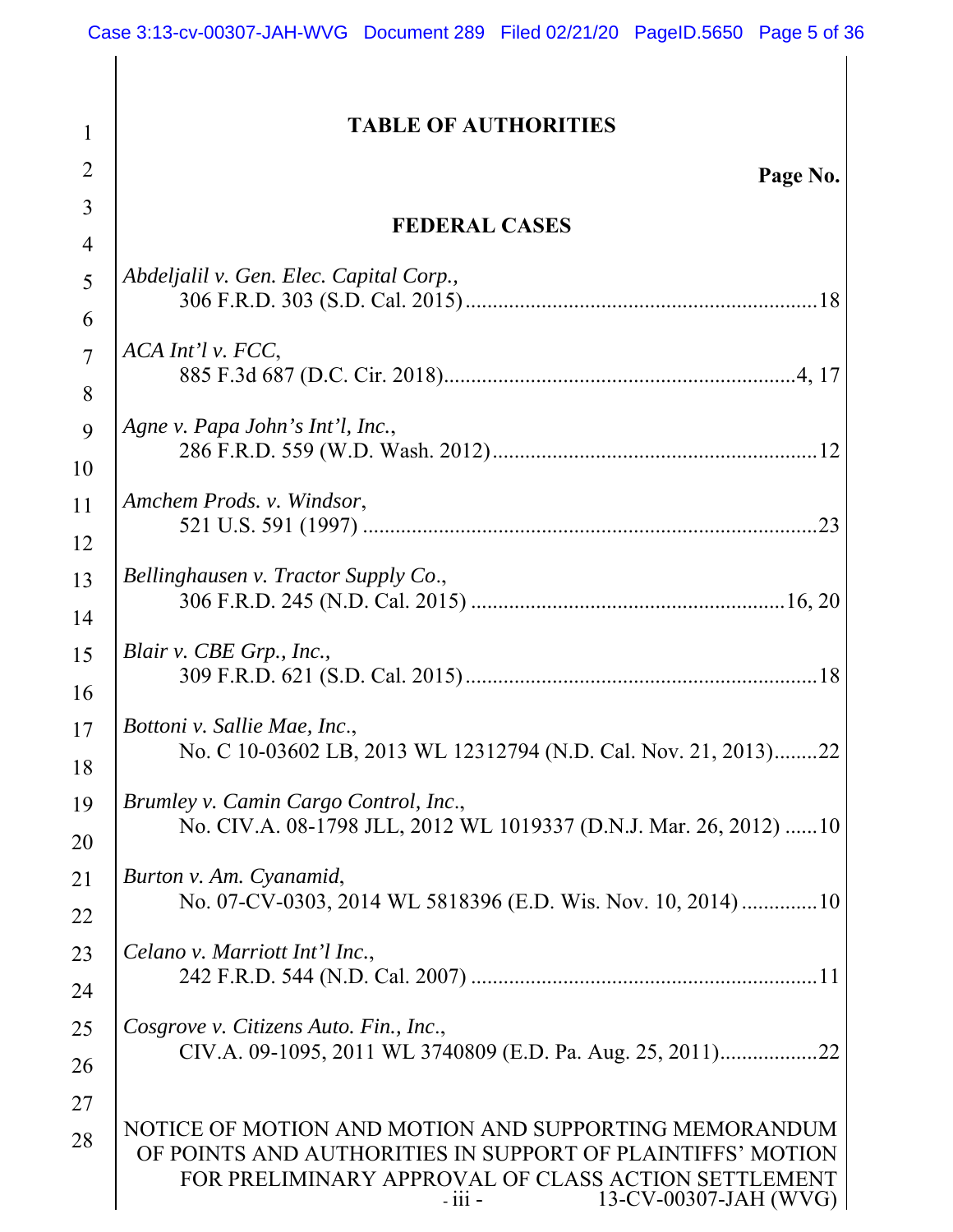# TABLE OF AUTHORITIES

**Page No.**

## FEDERAL CASES

*Abdeljalil v. Gen. Elec. Capital Corp.*,
306 F.R.D. 303 (S.D. Cal. 2015) .................................................................18

*ACA Int'l v. FCC*,
885 F.3d 687 (D.C. Cir. 2018)..................................................................4, 17

*Agne v. Papa John's Int'l, Inc.*,
286 F.R.D. 559 (W.D. Wash. 2012)............................................................12

*Amchem Prods. v. Windsor*,
521 U.S. 591 (1997) ....................................................................................23

*Bellinghausen v. Tractor Supply Co.*,
306 F.R.D. 245 (N.D. Cal. 2015) ..........................................................16, 20

*Blair v. CBE Grp., Inc.*,
309 F.R.D. 621 (S.D. Cal. 2015).................................................................18

*Bottoni v. Sallie Mae, Inc.*,
No. C 10-03602 LB, 2013 WL 12312794 (N.D. Cal. Nov. 21, 2013)........22

*Brumley v. Camin Cargo Control, Inc.*,
No. CIV.A. 08-1798 JLL, 2012 WL 1019337 (D.N.J. Mar. 26, 2012) ......10

*Burton v. Am. Cyanamid*,
No. 07-CV-0303, 2014 WL 5818396 (E.D. Wis. Nov. 10, 2014) ..............10

*Celano v. Marriott Int'l Inc.*,
242 F.R.D. 544 (N.D. Cal. 2007) ................................................................11

*Cosgrove v. Citizens Auto. Fin., Inc.*,
CIV.A. 09-1095, 2011 WL 3740809 (E.D. Pa. Aug. 25, 2011)..................22

NOTICE OF MOTION AND MOTION AND SUPPORTING MEMORANDUM OF POINTS AND AUTHORITIES IN SUPPORT OF PLAINTIFFS' MOTION FOR PRELIMINARY APPROVAL OF CLASS ACTION SETTLEMENT
13-CV-00307-JAH (WVG)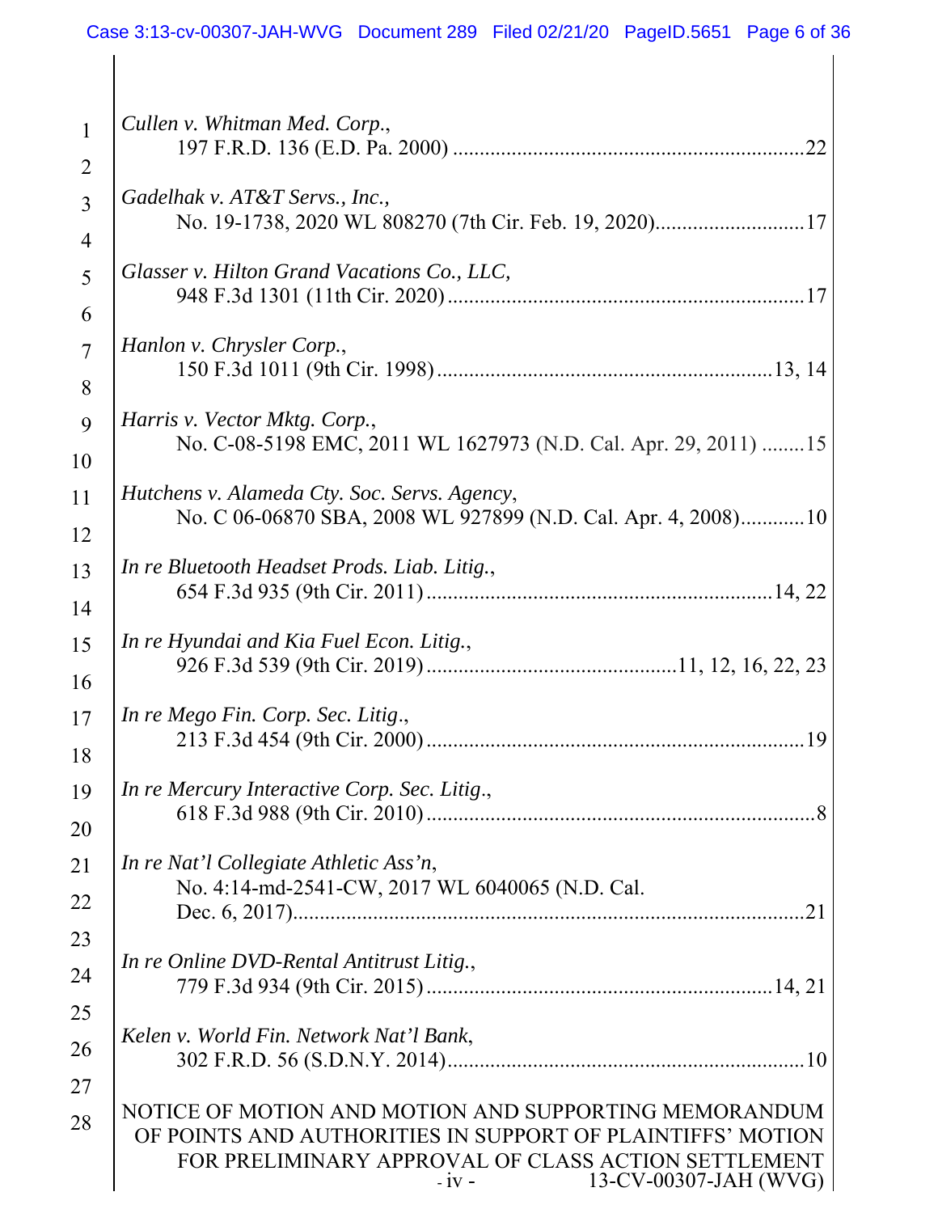*Cullen v. Whitman Med. Corp.*,
197 F.R.D. 136 (E.D. Pa. 2000) ....................................................................22

*Gadelhak v. AT&T Servs., Inc.*,
No. 19-1738, 2020 WL 808270 (7th Cir. Feb. 19, 2020)............................17

*Glasser v. Hilton Grand Vacations Co., LLC*,
948 F.3d 1301 (11th Cir. 2020) ..................................................................17

*Hanlon v. Chrysler Corp.*,
150 F.3d 1011 (9th Cir. 1998) ..............................................................13, 14

*Harris v. Vector Mktg. Corp.*,
No. C-08-5198 EMC, 2011 WL 1627973 (N.D. Cal. Apr. 29, 2011) ........15

*Hutchens v. Alameda Cty. Soc. Servs. Agency*,
No. C 06-06870 SBA, 2008 WL 927899 (N.D. Cal. Apr. 4, 2008)............10

*In re Bluetooth Headset Prods. Liab. Litig.*,
654 F.3d 935 (9th Cir. 2011) ................................................................14, 22

*In re Hyundai and Kia Fuel Econ. Litig.*,
926 F.3d 539 (9th Cir. 2019) ..............................................11, 12, 16, 22, 23

*In re Mego Fin. Corp. Sec. Litig.*,
213 F.3d 454 (9th Cir. 2000) .......................................................................19

*In re Mercury Interactive Corp. Sec. Litig.*,
618 F.3d 988 (9th Cir. 2010) .........................................................................8

*In re Nat'l Collegiate Athletic Ass'n*,
No. 4:14-md-2541-CW, 2017 WL 6040065 (N.D. Cal. Dec. 6, 2017).................................................................................................21

*In re Online DVD-Rental Antitrust Litig.*,
779 F.3d 934 (9th Cir. 2015) ................................................................14, 21

*Kelen v. World Fin. Network Nat'l Bank*,
302 F.R.D. 56 (S.D.N.Y. 2014)...................................................................10

NOTICE OF MOTION AND MOTION AND SUPPORTING MEMORANDUM OF POINTS AND AUTHORITIES IN SUPPORT OF PLAINTIFFS' MOTION FOR PRELIMINARY APPROVAL OF CLASS ACTION SETTLEMENT
13-CV-00307-JAH (WVG)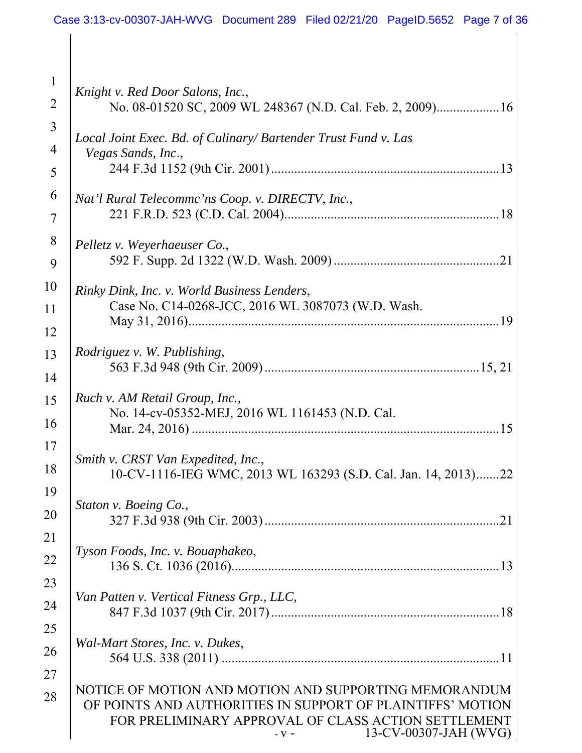*Knight v. Red Door Salons, Inc.*,
No. 08-01520 SC, 2009 WL 248367 (N.D. Cal. Feb. 2, 2009)..................16

*Local Joint Exec. Bd. of Culinary/ Bartender Trust Fund v. Las Vegas Sands, Inc.*,
244 F.3d 1152 (9th Cir. 2001)....................................................................13

*Nat'l Rural Telecommc'ns Coop. v. DIRECTV, Inc.*,
221 F.R.D. 523 (C.D. Cal. 2004)................................................................18

*Pelletz v. Weyerhaeuser Co.*,
592 F. Supp. 2d 1322 (W.D. Wash. 2009).................................................21

*Rinky Dink, Inc. v. World Business Lenders*,
Case No. C14-0268-JCC, 2016 WL 3087073 (W.D. Wash. May 31, 2016)..............................................................................................19

*Rodriguez v. W. Publishing*,
563 F.3d 948 (9th Cir. 2009)................................................................15, 21

*Ruch v. AM Retail Group, Inc.*,
No. 14-cv-05352-MEJ, 2016 WL 1161453 (N.D. Cal. Mar. 24, 2016)..........................................................................................15

*Smith v. CRST Van Expedited, Inc.*,
10-CV-1116-IEG WMC, 2013 WL 163293 (S.D. Cal. Jan. 14, 2013).......22

*Staton v. Boeing Co.*,
327 F.3d 938 (9th Cir. 2003)......................................................................21

*Tyson Foods, Inc. v. Bouaphakeo*,
136 S. Ct. 1036 (2016)................................................................................13

*Van Patten v. Vertical Fitness Grp., LLC,*
847 F.3d 1037 (9th Cir. 2017)....................................................................18

*Wal-Mart Stores, Inc. v. Dukes*,
564 U.S. 338 (2011)...................................................................................11

NOTICE OF MOTION AND MOTION AND SUPPORTING MEMORANDUM OF POINTS AND AUTHORITIES IN SUPPORT OF PLAINTIFFS' MOTION FOR PRELIMINARY APPROVAL OF CLASS ACTION SETTLEMENT
13-CV-00307-JAH (WVG)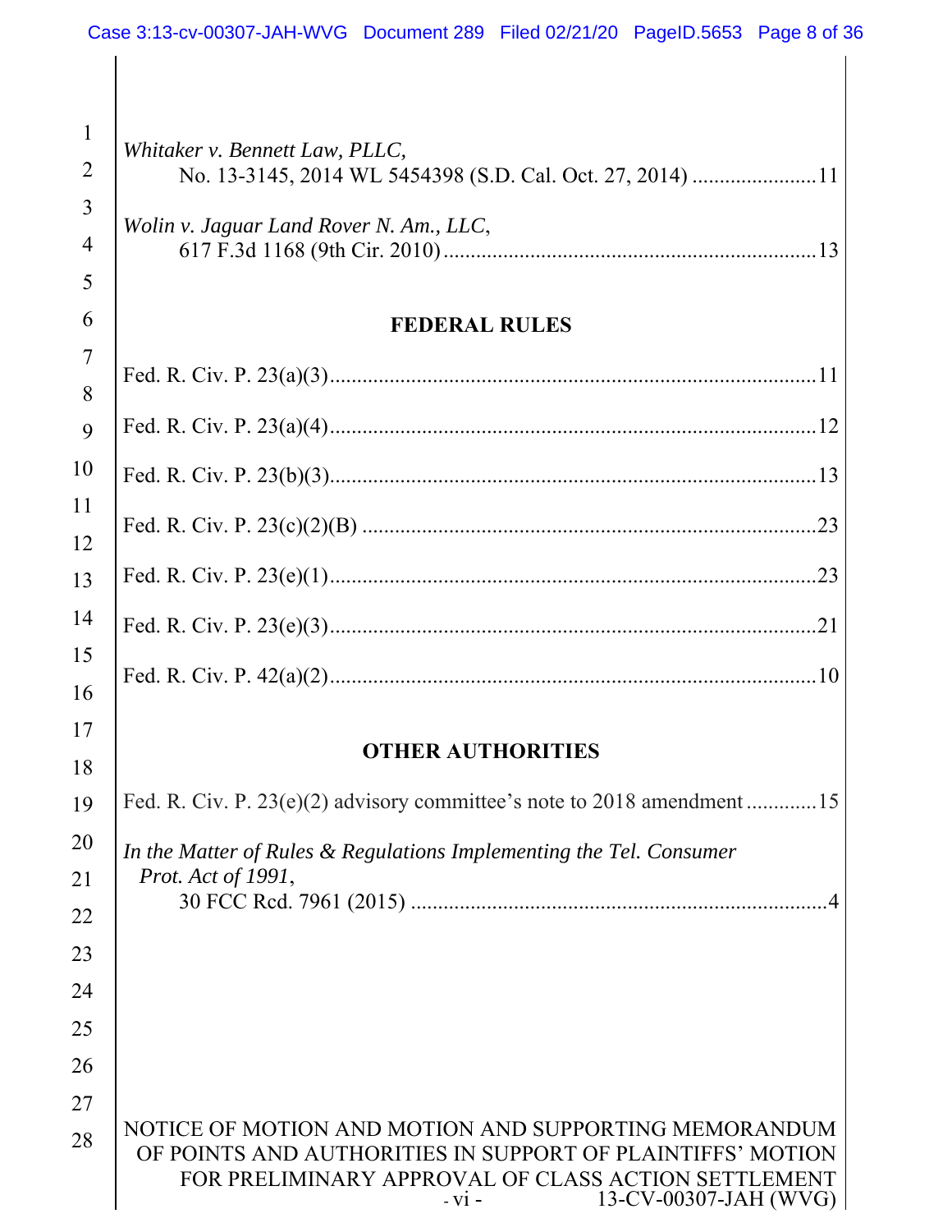*Whitaker v. Bennett Law, PLLC*,
No. 13-3145, 2014 WL 5454398 (S.D. Cal. Oct. 27, 2014) ....................... 11

*Wolin v. Jaguar Land Rover N. Am., LLC*,
617 F.3d 1168 (9th Cir. 2010) ....................................................................... 13

## FEDERAL RULES

Fed. R. Civ. P. 23(a)(3) ........................................................................................ 11

Fed. R. Civ. P. 23(a)(4) ........................................................................................ 12

Fed. R. Civ. P. 23(b)(3) ........................................................................................ 13

Fed. R. Civ. P. 23(c)(2)(B) .................................................................................... 23

Fed. R. Civ. P. 23(e)(1) ........................................................................................ 23

Fed. R. Civ. P. 23(e)(3) ........................................................................................ 21

Fed. R. Civ. P. 42(a)(2) ........................................................................................ 10

## OTHER AUTHORITIES

Fed. R. Civ. P. 23(e)(2) advisory committee's note to 2018 amendment ............. 15

*In the Matter of Rules & Regulations Implementing the Tel. Consumer Prot. Act of 1991*,
30 FCC Rcd. 7961 (2015) ............................................................................ 4

NOTICE OF MOTION AND MOTION AND SUPPORTING MEMORANDUM OF POINTS AND AUTHORITIES IN SUPPORT OF PLAINTIFFS' MOTION FOR PRELIMINARY APPROVAL OF CLASS ACTION SETTLEMENT
13-CV-00307-JAH (WVG)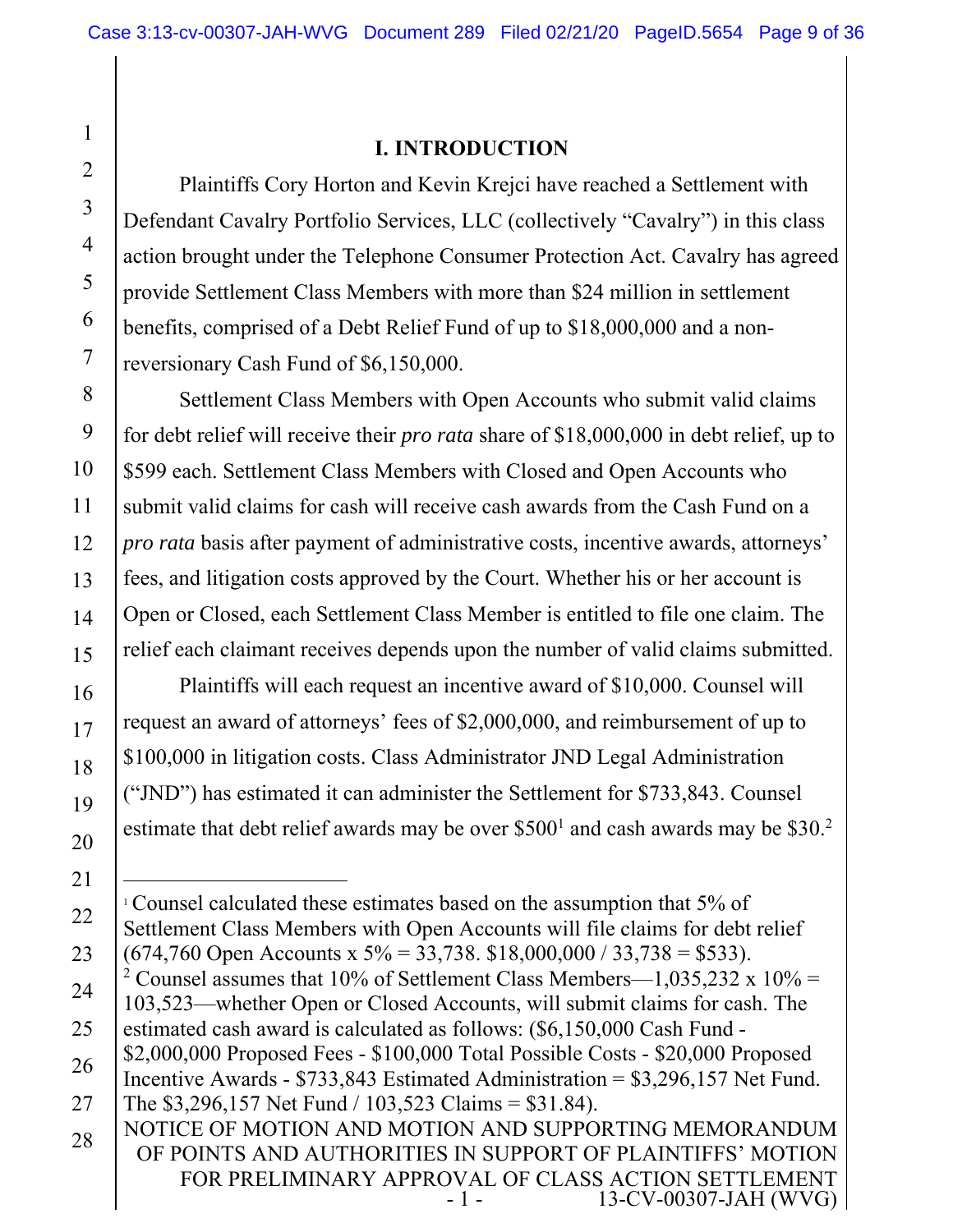# I. INTRODUCTION

Plaintiffs Cory Horton and Kevin Krejci have reached a Settlement with Defendant Cavalry Portfolio Services, LLC (collectively "Cavalry") in this class action brought under the Telephone Consumer Protection Act. Cavalry has agreed provide Settlement Class Members with more than $24 million in settlement benefits, comprised of a Debt Relief Fund of up to $18,000,000 and a non-reversionary Cash Fund of $6,150,000.

Settlement Class Members with Open Accounts who submit valid claims for debt relief will receive their *pro rata* share of $18,000,000 in debt relief, up to $599 each. Settlement Class Members with Closed and Open Accounts who submit valid claims for cash will receive cash awards from the Cash Fund on a *pro rata* basis after payment of administrative costs, incentive awards, attorneys' fees, and litigation costs approved by the Court. Whether his or her account is Open or Closed, each Settlement Class Member is entitled to file one claim. The relief each claimant receives depends upon the number of valid claims submitted.

Plaintiffs will each request an incentive award of $10,000. Counsel will request an award of attorneys' fees of $2,000,000, and reimbursement of up to $100,000 in litigation costs. Class Administrator JND Legal Administration ("JND") has estimated it can administer the Settlement for $733,843. Counsel estimate that debt relief awards may be over $500[1] and cash awards may be $30.[2]

---

[1] Counsel calculated these estimates based on the assumption that 5% of Settlement Class Members with Open Accounts will file claims for debt relief (674,760 Open Accounts x 5% = 33,738. $18,000,000 / 33,738 = $533).

[2] Counsel assumes that 10% of Settlement Class Members—1,035,232 x 10% = 103,523—whether Open or Closed Accounts, will submit claims for cash. The estimated cash award is calculated as follows: ($6,150,000 Cash Fund - $2,000,000 Proposed Fees - $100,000 Total Possible Costs - $20,000 Proposed Incentive Awards - $733,843 Estimated Administration = $3,296,157 Net Fund. The $3,296,157 Net Fund / 103,523 Claims = $31.84).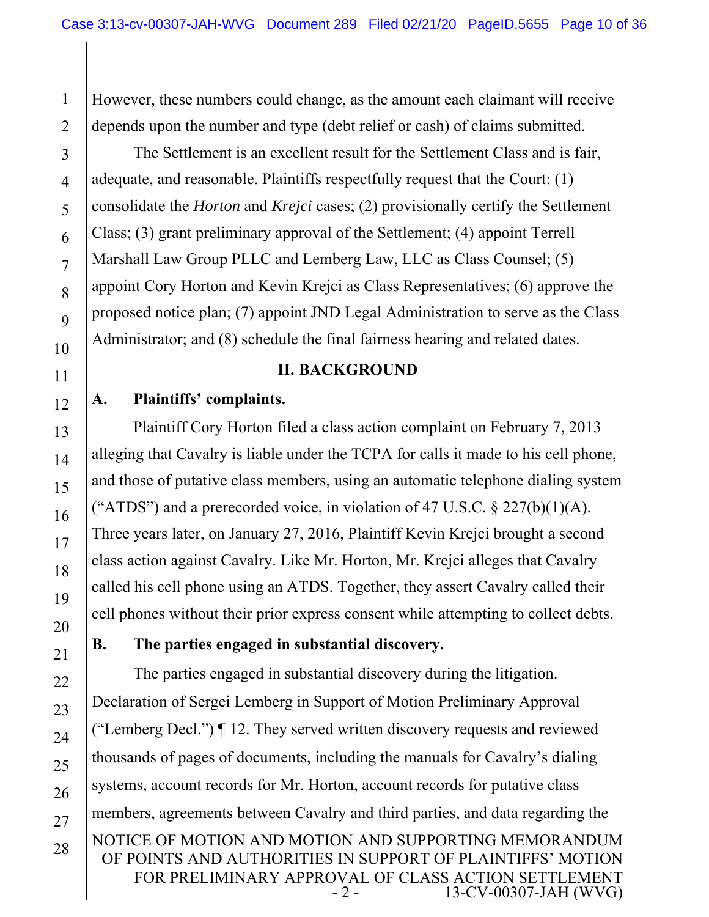However, these numbers could change, as the amount each claimant will receive depends upon the number and type (debt relief or cash) of claims submitted.

The Settlement is an excellent result for the Settlement Class and is fair, adequate, and reasonable. Plaintiffs respectfully request that the Court: (1) consolidate the *Horton* and *Krejci* cases; (2) provisionally certify the Settlement Class; (3) grant preliminary approval of the Settlement; (4) appoint Terrell Marshall Law Group PLLC and Lemberg Law, LLC as Class Counsel; (5) appoint Cory Horton and Kevin Krejci as Class Representatives; (6) approve the proposed notice plan; (7) appoint JND Legal Administration to serve as the Class Administrator; and (8) schedule the final fairness hearing and related dates.

## II. BACKGROUND

### A. Plaintiffs' complaints.

Plaintiff Cory Horton filed a class action complaint on February 7, 2013 alleging that Cavalry is liable under the TCPA for calls it made to his cell phone, and those of putative class members, using an automatic telephone dialing system ("ATDS") and a prerecorded voice, in violation of 47 U.S.C. § 227(b)(1)(A). Three years later, on January 27, 2016, Plaintiff Kevin Krejci brought a second class action against Cavalry. Like Mr. Horton, Mr. Krejci alleges that Cavalry called his cell phone using an ATDS. Together, they assert Cavalry called their cell phones without their prior express consent while attempting to collect debts.

### B. The parties engaged in substantial discovery.

The parties engaged in substantial discovery during the litigation. Declaration of Sergei Lemberg in Support of Motion Preliminary Approval ("Lemberg Decl.") ¶ 12. They served written discovery requests and reviewed thousands of pages of documents, including the manuals for Cavalry's dialing systems, account records for Mr. Horton, account records for putative class members, agreements between Cavalry and third parties, and data regarding the

NOTICE OF MOTION AND MOTION AND SUPPORTING MEMORANDUM OF POINTS AND AUTHORITIES IN SUPPORT OF PLAINTIFFS' MOTION FOR PRELIMINARY APPROVAL OF CLASS ACTION SETTLEMENT
13-CV-00307-JAH (WVG)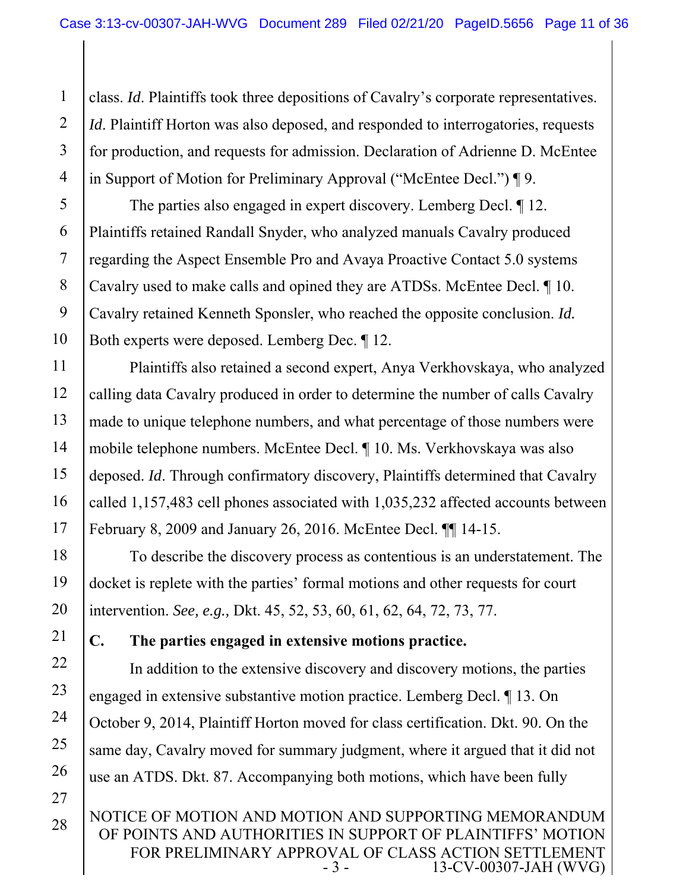class. *Id*. Plaintiffs took three depositions of Cavalry's corporate representatives. *Id*. Plaintiff Horton was also deposed, and responded to interrogatories, requests for production, and requests for admission. Declaration of Adrienne D. McEntee in Support of Motion for Preliminary Approval ("McEntee Decl.") ¶ 9.

The parties also engaged in expert discovery. Lemberg Decl. ¶ 12. Plaintiffs retained Randall Snyder, who analyzed manuals Cavalry produced regarding the Aspect Ensemble Pro and Avaya Proactive Contact 5.0 systems Cavalry used to make calls and opined they are ATDSs. McEntee Decl. ¶ 10. Cavalry retained Kenneth Sponsler, who reached the opposite conclusion. *Id.* Both experts were deposed. Lemberg Dec. ¶ 12.

Plaintiffs also retained a second expert, Anya Verkhovskaya, who analyzed calling data Cavalry produced in order to determine the number of calls Cavalry made to unique telephone numbers, and what percentage of those numbers were mobile telephone numbers. McEntee Decl. ¶ 10. Ms. Verkhovskaya was also deposed. *Id*. Through confirmatory discovery, Plaintiffs determined that Cavalry called 1,157,483 cell phones associated with 1,035,232 affected accounts between February 8, 2009 and January 26, 2016. McEntee Decl. ¶¶ 14-15.

To describe the discovery process as contentious is an understatement. The docket is replete with the parties' formal motions and other requests for court intervention. *See, e.g.,* Dkt. 45, 52, 53, 60, 61, 62, 64, 72, 73, 77.

### C. The parties engaged in extensive motions practice.

In addition to the extensive discovery and discovery motions, the parties engaged in extensive substantive motion practice. Lemberg Decl. ¶ 13. On October 9, 2014, Plaintiff Horton moved for class certification. Dkt. 90. On the same day, Cavalry moved for summary judgment, where it argued that it did not use an ATDS. Dkt. 87. Accompanying both motions, which have been fully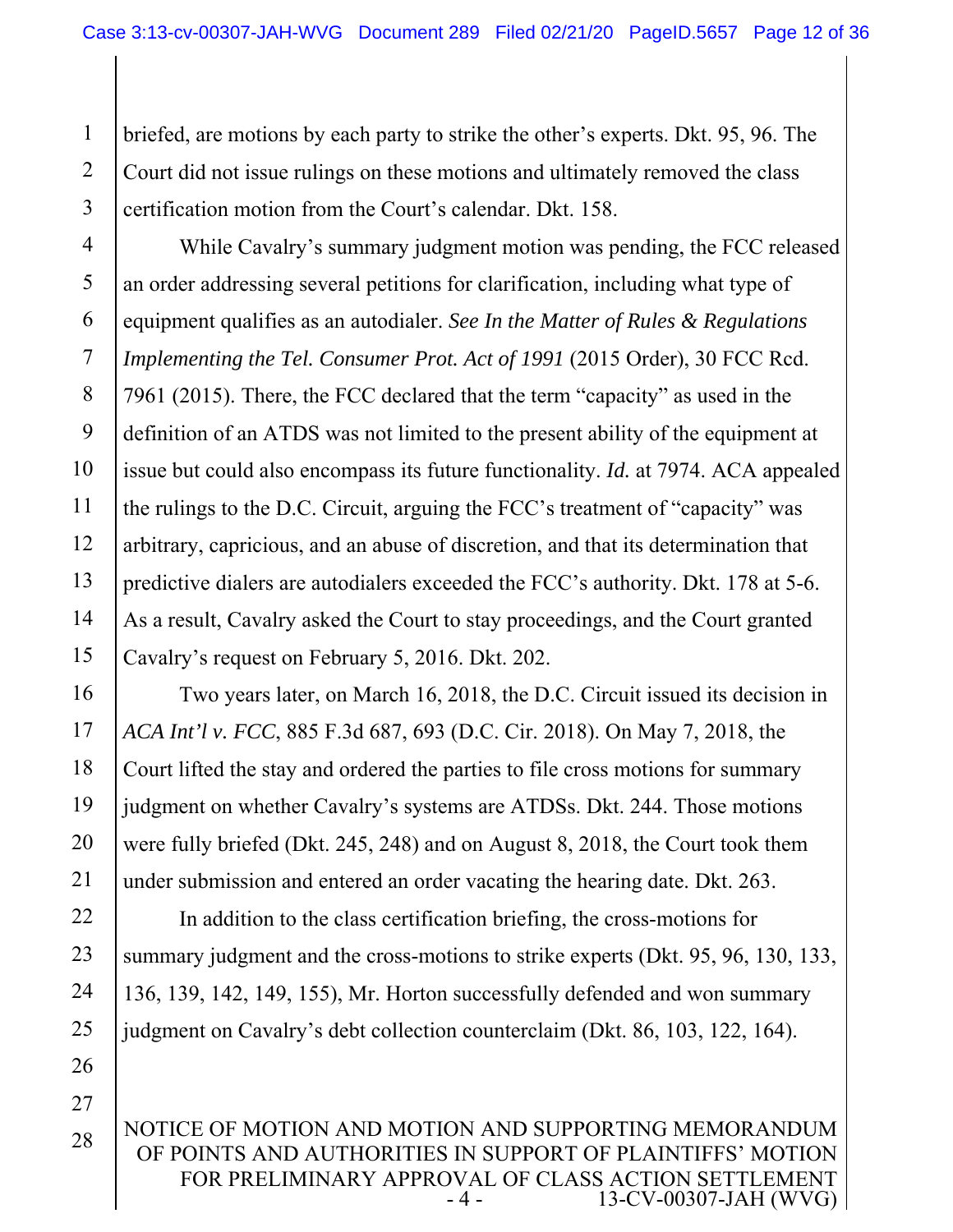briefed, are motions by each party to strike the other's experts. Dkt. 95, 96. The Court did not issue rulings on these motions and ultimately removed the class certification motion from the Court's calendar. Dkt. 158.

While Cavalry's summary judgment motion was pending, the FCC released an order addressing several petitions for clarification, including what type of equipment qualifies as an autodialer. *See In the Matter of Rules & Regulations Implementing the Tel. Consumer Prot. Act of 1991* (2015 Order), 30 FCC Rcd. 7961 (2015). There, the FCC declared that the term "capacity" as used in the definition of an ATDS was not limited to the present ability of the equipment at issue but could also encompass its future functionality. *Id.* at 7974. ACA appealed the rulings to the D.C. Circuit, arguing the FCC's treatment of "capacity" was arbitrary, capricious, and an abuse of discretion, and that its determination that predictive dialers are autodialers exceeded the FCC's authority. Dkt. 178 at 5-6. As a result, Cavalry asked the Court to stay proceedings, and the Court granted Cavalry's request on February 5, 2016. Dkt. 202.

Two years later, on March 16, 2018, the D.C. Circuit issued its decision in *ACA Int'l v. FCC*, 885 F.3d 687, 693 (D.C. Cir. 2018). On May 7, 2018, the Court lifted the stay and ordered the parties to file cross motions for summary judgment on whether Cavalry's systems are ATDSs. Dkt. 244. Those motions were fully briefed (Dkt. 245, 248) and on August 8, 2018, the Court took them under submission and entered an order vacating the hearing date. Dkt. 263.

In addition to the class certification briefing, the cross-motions for summary judgment and the cross-motions to strike experts (Dkt. 95, 96, 130, 133, 136, 139, 142, 149, 155), Mr. Horton successfully defended and won summary judgment on Cavalry's debt collection counterclaim (Dkt. 86, 103, 122, 164).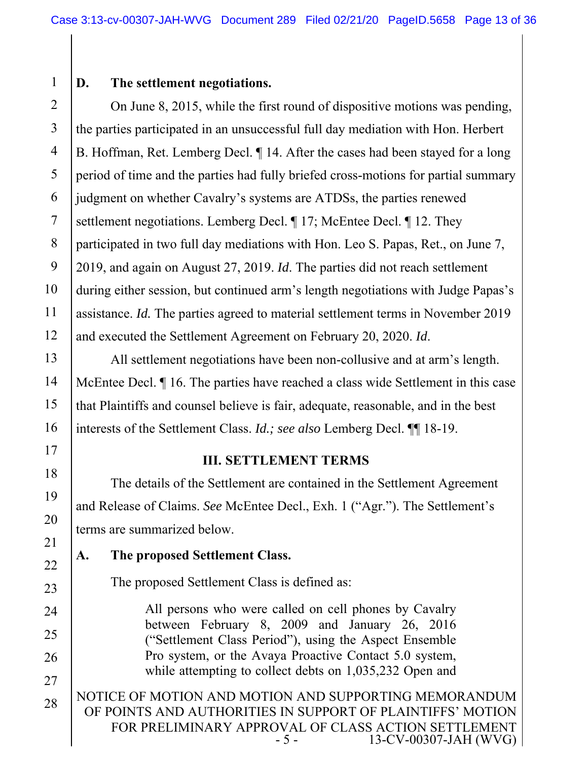### D. The settlement negotiations.

On June 8, 2015, while the first round of dispositive motions was pending, the parties participated in an unsuccessful full day mediation with Hon. Herbert B. Hoffman, Ret. Lemberg Decl. ¶ 14. After the cases had been stayed for a long period of time and the parties had fully briefed cross-motions for partial summary judgment on whether Cavalry's systems are ATDSs, the parties renewed settlement negotiations. Lemberg Decl. ¶ 17; McEntee Decl. ¶ 12. They participated in two full day mediations with Hon. Leo S. Papas, Ret., on June 7, 2019, and again on August 27, 2019. *Id*. The parties did not reach settlement during either session, but continued arm's length negotiations with Judge Papas's assistance. *Id.* The parties agreed to material settlement terms in November 2019 and executed the Settlement Agreement on February 20, 2020. *Id*.

All settlement negotiations have been non-collusive and at arm's length. McEntee Decl. ¶ 16. The parties have reached a class wide Settlement in this case that Plaintiffs and counsel believe is fair, adequate, reasonable, and in the best interests of the Settlement Class. *Id.; see also* Lemberg Decl. ¶¶ 18-19.

## III. SETTLEMENT TERMS

The details of the Settlement are contained in the Settlement Agreement and Release of Claims. *See* McEntee Decl., Exh. 1 ("Agr."). The Settlement's terms are summarized below.

### A. The proposed Settlement Class.

The proposed Settlement Class is defined as:

> All persons who were called on cell phones by Cavalry between February 8, 2009 and January 26, 2016 ("Settlement Class Period"), using the Aspect Ensemble Pro system, or the Avaya Proactive Contact 5.0 system, while attempting to collect debts on 1,035,232 Open and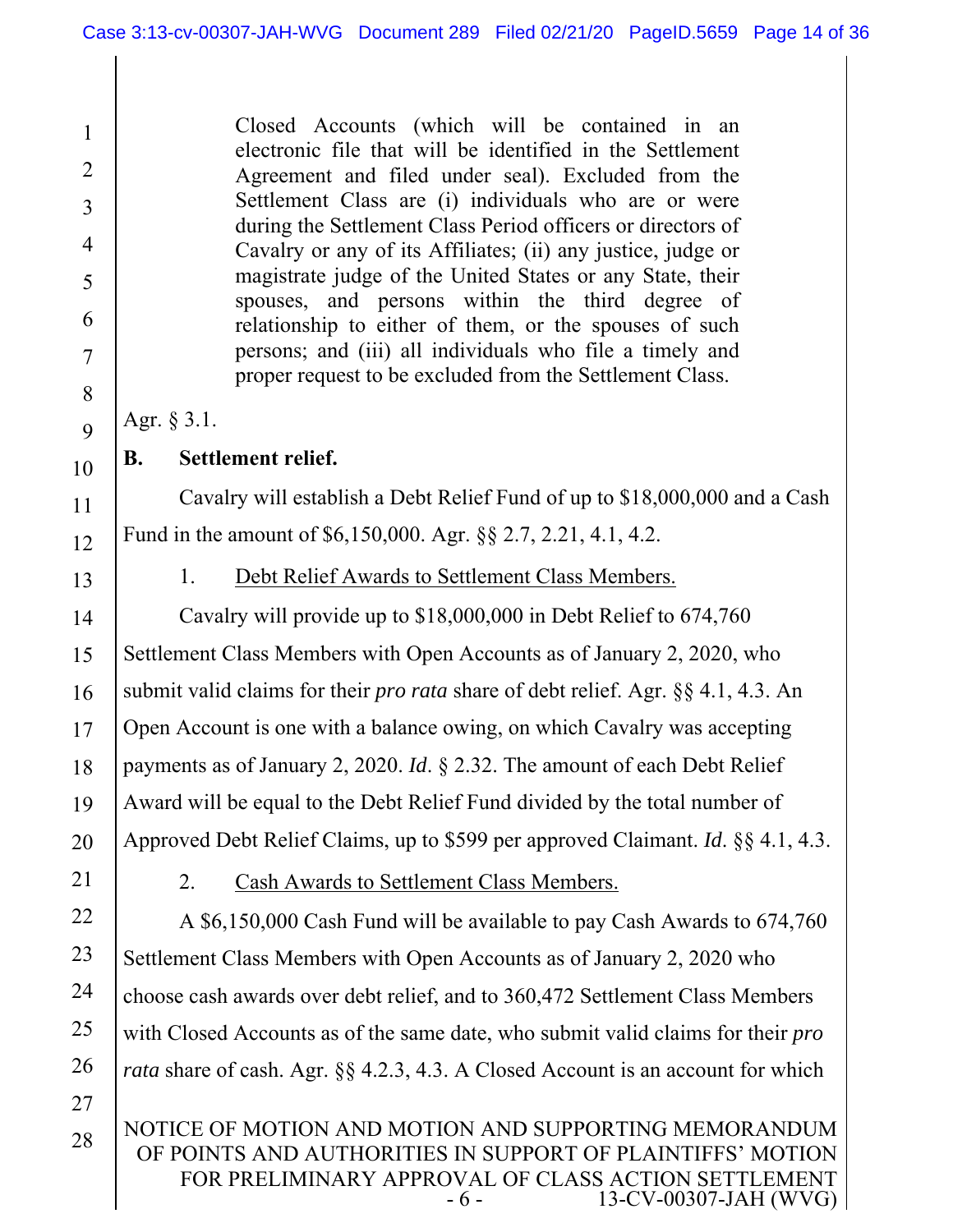> Closed Accounts (which will be contained in an electronic file that will be identified in the Settlement Agreement and filed under seal). Excluded from the Settlement Class are (i) individuals who are or were during the Settlement Class Period officers or directors of Cavalry or any of its Affiliates; (ii) any justice, judge or magistrate judge of the United States or any State, their spouses, and persons within the third degree of relationship to either of them, or the spouses of such persons; and (iii) all individuals who file a timely and proper request to be excluded from the Settlement Class.

Agr. § 3.1.

**B. Settlement relief.**

Cavalry will establish a Debt Relief Fund of up to $18,000,000 and a Cash Fund in the amount of $6,150,000. Agr. §§ 2.7, 2.21, 4.1, 4.2.

1. <u>Debt Relief Awards to Settlement Class Members.</u>

Cavalry will provide up to $18,000,000 in Debt Relief to 674,760 Settlement Class Members with Open Accounts as of January 2, 2020, who submit valid claims for their *pro rata* share of debt relief. Agr. §§ 4.1, 4.3. An Open Account is one with a balance owing, on which Cavalry was accepting payments as of January 2, 2020. *Id.* § 2.32. The amount of each Debt Relief Award will be equal to the Debt Relief Fund divided by the total number of Approved Debt Relief Claims, up to $599 per approved Claimant. *Id.* §§ 4.1, 4.3.

2. <u>Cash Awards to Settlement Class Members.</u>

A $6,150,000 Cash Fund will be available to pay Cash Awards to 674,760 Settlement Class Members with Open Accounts as of January 2, 2020 who choose cash awards over debt relief, and to 360,472 Settlement Class Members with Closed Accounts as of the same date, who submit valid claims for their *pro rata* share of cash. Agr. §§ 4.2.3, 4.3. A Closed Account is an account for which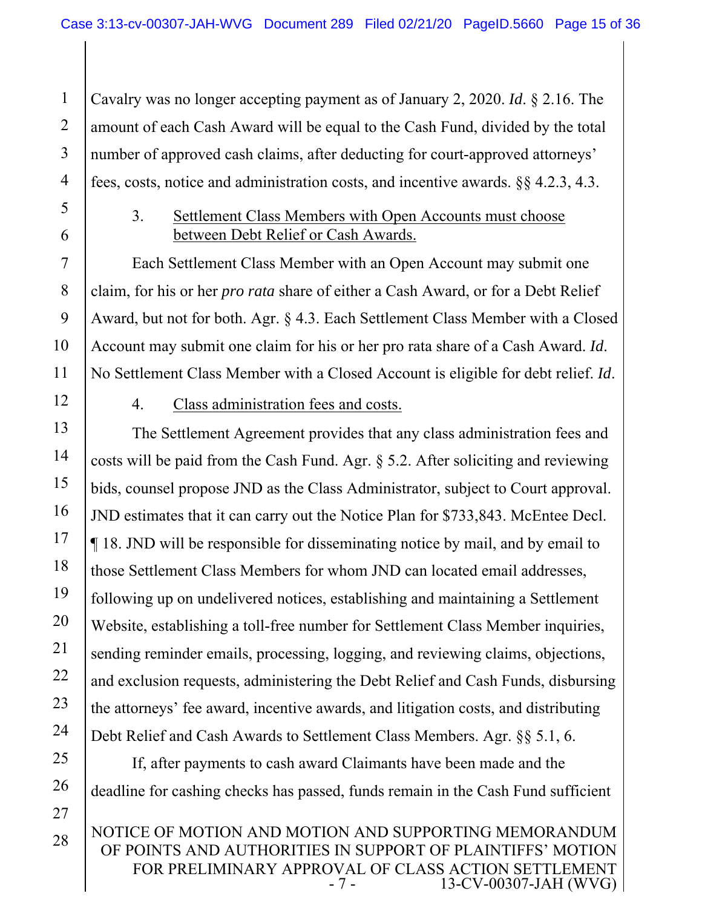Cavalry was no longer accepting payment as of January 2, 2020. *Id*. § 2.16. The amount of each Cash Award will be equal to the Cash Fund, divided by the total number of approved cash claims, after deducting for court-approved attorneys' fees, costs, notice and administration costs, and incentive awards. §§ 4.2.3, 4.3.

### 3. Settlement Class Members with Open Accounts must choose between Debt Relief or Cash Awards.

Each Settlement Class Member with an Open Account may submit one claim, for his or her *pro rata* share of either a Cash Award, or for a Debt Relief Award, but not for both. Agr. § 4.3. Each Settlement Class Member with a Closed Account may submit one claim for his or her pro rata share of a Cash Award. *Id*. No Settlement Class Member with a Closed Account is eligible for debt relief. *Id*.

### 4. Class administration fees and costs.

The Settlement Agreement provides that any class administration fees and costs will be paid from the Cash Fund. Agr. § 5.2. After soliciting and reviewing bids, counsel propose JND as the Class Administrator, subject to Court approval. JND estimates that it can carry out the Notice Plan for $733,843. McEntee Decl. ¶ 18. JND will be responsible for disseminating notice by mail, and by email to those Settlement Class Members for whom JND can located email addresses, following up on undelivered notices, establishing and maintaining a Settlement Website, establishing a toll-free number for Settlement Class Member inquiries, sending reminder emails, processing, logging, and reviewing claims, objections, and exclusion requests, administering the Debt Relief and Cash Funds, disbursing the attorneys' fee award, incentive awards, and litigation costs, and distributing Debt Relief and Cash Awards to Settlement Class Members. Agr. §§ 5.1, 6.

If, after payments to cash award Claimants have been made and the deadline for cashing checks has passed, funds remain in the Cash Fund sufficient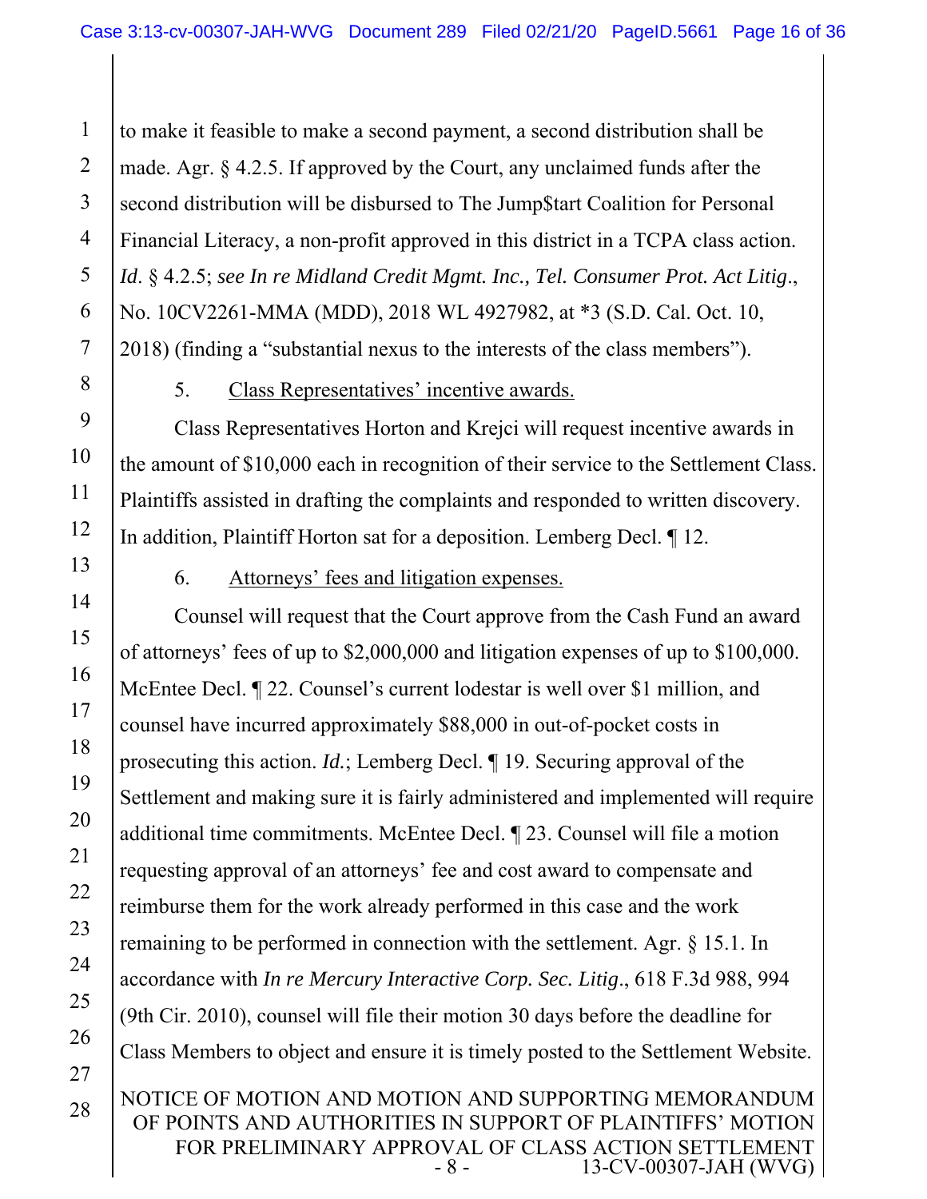to make it feasible to make a second payment, a second distribution shall be made. Agr. § 4.2.5. If approved by the Court, any unclaimed funds after the second distribution will be disbursed to The Jump$tart Coalition for Personal Financial Literacy, a non-profit approved in this district in a TCPA class action. *Id*. § 4.2.5; *see In re Midland Credit Mgmt. Inc., Tel. Consumer Prot. Act Litig*., No. 10CV2261-MMA (MDD), 2018 WL 4927982, at *3 (S.D. Cal. Oct. 10, 2018) (finding a "substantial nexus to the interests of the class members").

5. Class Representatives' incentive awards.

Class Representatives Horton and Krejci will request incentive awards in the amount of $10,000 each in recognition of their service to the Settlement Class. Plaintiffs assisted in drafting the complaints and responded to written discovery. In addition, Plaintiff Horton sat for a deposition. Lemberg Decl. ¶ 12.

6. Attorneys' fees and litigation expenses.

Counsel will request that the Court approve from the Cash Fund an award of attorneys' fees of up to $2,000,000 and litigation expenses of up to $100,000. McEntee Decl. ¶ 22. Counsel's current lodestar is well over $1 million, and counsel have incurred approximately $88,000 in out-of-pocket costs in prosecuting this action. *Id.*; Lemberg Decl. ¶ 19. Securing approval of the Settlement and making sure it is fairly administered and implemented will require additional time commitments. McEntee Decl. ¶ 23. Counsel will file a motion requesting approval of an attorneys' fee and cost award to compensate and reimburse them for the work already performed in this case and the work remaining to be performed in connection with the settlement. Agr. § 15.1. In accordance with *In re Mercury Interactive Corp. Sec. Litig*., 618 F.3d 988, 994 (9th Cir. 2010), counsel will file their motion 30 days before the deadline for Class Members to object and ensure it is timely posted to the Settlement Website.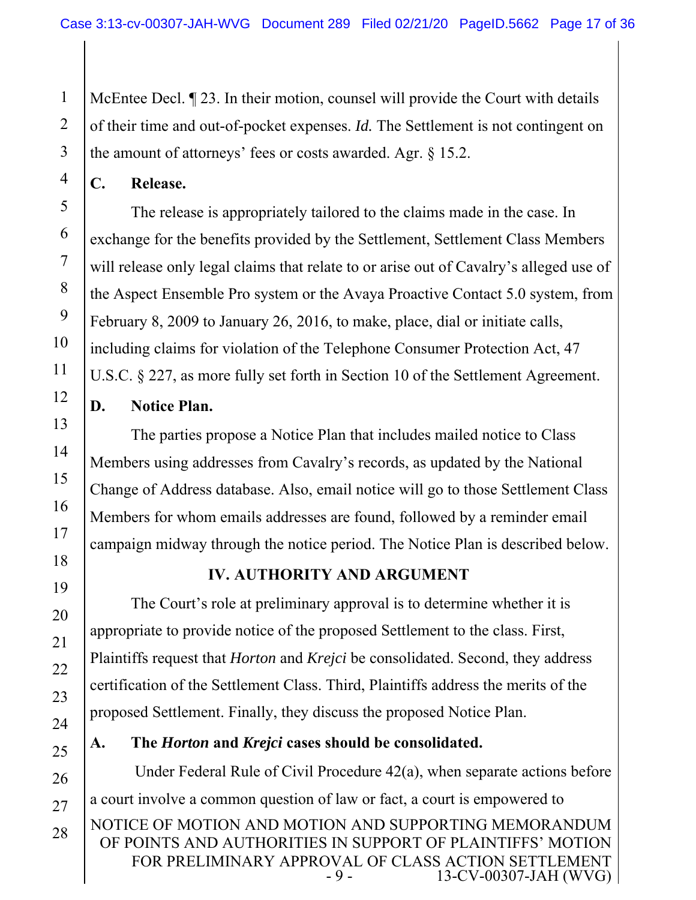McEntee Decl. ¶ 23. In their motion, counsel will provide the Court with details of their time and out-of-pocket expenses. *Id.* The Settlement is not contingent on the amount of attorneys' fees or costs awarded. Agr. § 15.2.

### C. Release.

The release is appropriately tailored to the claims made in the case. In exchange for the benefits provided by the Settlement, Settlement Class Members will release only legal claims that relate to or arise out of Cavalry's alleged use of the Aspect Ensemble Pro system or the Avaya Proactive Contact 5.0 system, from February 8, 2009 to January 26, 2016, to make, place, dial or initiate calls, including claims for violation of the Telephone Consumer Protection Act, 47 U.S.C. § 227, as more fully set forth in Section 10 of the Settlement Agreement.

### D. Notice Plan.

The parties propose a Notice Plan that includes mailed notice to Class Members using addresses from Cavalry's records, as updated by the National Change of Address database. Also, email notice will go to those Settlement Class Members for whom emails addresses are found, followed by a reminder email campaign midway through the notice period. The Notice Plan is described below.

## IV. AUTHORITY AND ARGUMENT

The Court's role at preliminary approval is to determine whether it is appropriate to provide notice of the proposed Settlement to the class. First, Plaintiffs request that *Horton* and *Krejci* be consolidated. Second, they address certification of the Settlement Class. Third, Plaintiffs address the merits of the proposed Settlement. Finally, they discuss the proposed Notice Plan.

### A. The *Horton* and *Krejci* cases should be consolidated.

Under Federal Rule of Civil Procedure 42(a), when separate actions before a court involve a common question of law or fact, a court is empowered to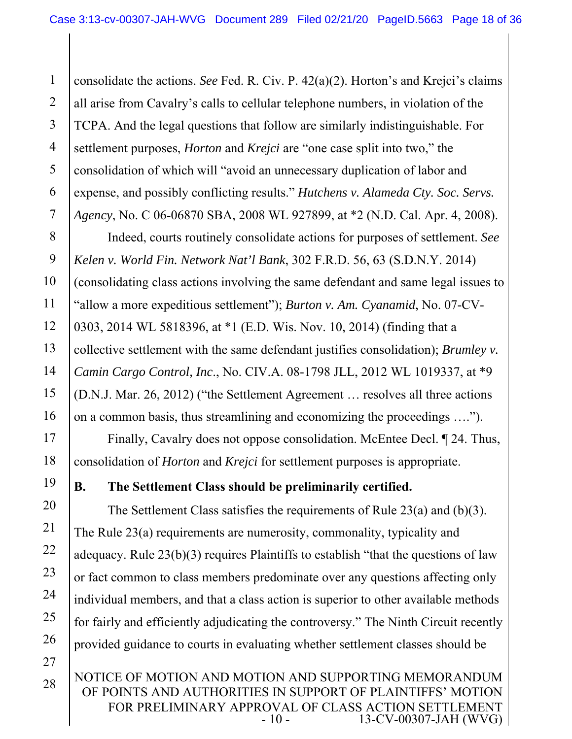consolidate the actions. *See* Fed. R. Civ. P. 42(a)(2). Horton's and Krejci's claims all arise from Cavalry's calls to cellular telephone numbers, in violation of the TCPA. And the legal questions that follow are similarly indistinguishable. For settlement purposes, *Horton* and *Krejci* are "one case split into two," the consolidation of which will "avoid an unnecessary duplication of labor and expense, and possibly conflicting results." *Hutchens v. Alameda Cty. Soc. Servs. Agency*, No. C 06-06870 SBA, 2008 WL 927899, at *2 (N.D. Cal. Apr. 4, 2008).

Indeed, courts routinely consolidate actions for purposes of settlement. *See Kelen v. World Fin. Network Nat'l Bank*, 302 F.R.D. 56, 63 (S.D.N.Y. 2014) (consolidating class actions involving the same defendant and same legal issues to "allow a more expeditious settlement"); *Burton v. Am. Cyanamid*, No. 07-CV-0303, 2014 WL 5818396, at *1 (E.D. Wis. Nov. 10, 2014) (finding that a collective settlement with the same defendant justifies consolidation); *Brumley v. Camin Cargo Control, Inc.*, No. CIV.A. 08-1798 JLL, 2012 WL 1019337, at *9 (D.N.J. Mar. 26, 2012) ("the Settlement Agreement … resolves all three actions on a common basis, thus streamlining and economizing the proceedings ….").

Finally, Cavalry does not oppose consolidation. McEntee Decl. ¶ 24. Thus, consolidation of *Horton* and *Krejci* for settlement purposes is appropriate.

### B. The Settlement Class should be preliminarily certified.

The Settlement Class satisfies the requirements of Rule 23(a) and (b)(3). The Rule 23(a) requirements are numerosity, commonality, typicality and adequacy. Rule 23(b)(3) requires Plaintiffs to establish "that the questions of law or fact common to class members predominate over any questions affecting only individual members, and that a class action is superior to other available methods for fairly and efficiently adjudicating the controversy." The Ninth Circuit recently provided guidance to courts in evaluating whether settlement classes should be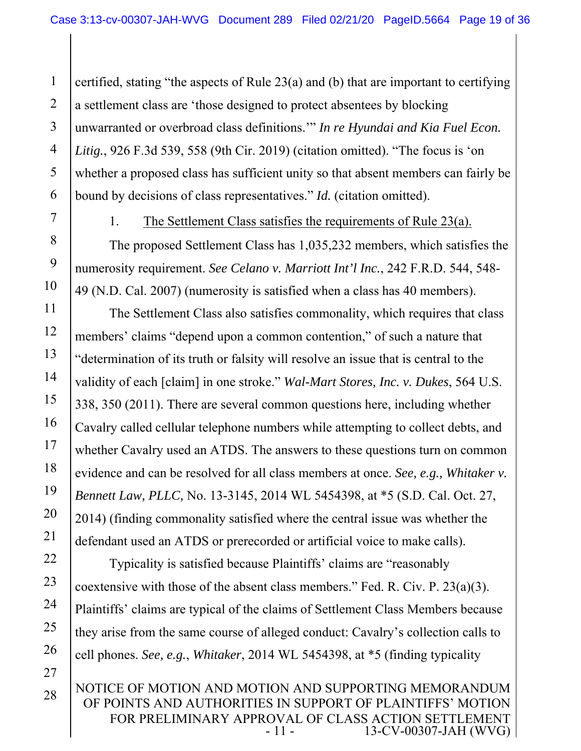certified, stating "the aspects of Rule 23(a) and (b) that are important to certifying a settlement class are 'those designed to protect absentees by blocking unwarranted or overbroad class definitions.'" *In re Hyundai and Kia Fuel Econ. Litig.*, 926 F.3d 539, 558 (9th Cir. 2019) (citation omitted). "The focus is 'on whether a proposed class has sufficient unity so that absent members can fairly be bound by decisions of class representatives." *Id.* (citation omitted).

1. The Settlement Class satisfies the requirements of Rule 23(a).

The proposed Settlement Class has 1,035,232 members, which satisfies the numerosity requirement. *See Celano v. Marriott Int'l Inc.*, 242 F.R.D. 544, 548-49 (N.D. Cal. 2007) (numerosity is satisfied when a class has 40 members).

The Settlement Class also satisfies commonality, which requires that class members' claims "depend upon a common contention," of such a nature that "determination of its truth or falsity will resolve an issue that is central to the validity of each [claim] in one stroke." *Wal-Mart Stores, Inc. v. Dukes*, 564 U.S. 338, 350 (2011). There are several common questions here, including whether Cavalry called cellular telephone numbers while attempting to collect debts, and whether Cavalry used an ATDS. The answers to these questions turn on common evidence and can be resolved for all class members at once. *See, e.g., Whitaker v. Bennett Law, PLLC,* No. 13-3145, 2014 WL 5454398, at *5 (S.D. Cal. Oct. 27, 2014) (finding commonality satisfied where the central issue was whether the defendant used an ATDS or prerecorded or artificial voice to make calls).

Typicality is satisfied because Plaintiffs' claims are "reasonably coextensive with those of the absent class members." Fed. R. Civ. P. 23(a)(3). Plaintiffs' claims are typical of the claims of Settlement Class Members because they arise from the same course of alleged conduct: Cavalry's collection calls to cell phones. *See, e.g.*, *Whitaker*, 2014 WL 5454398, at *5 (finding typicality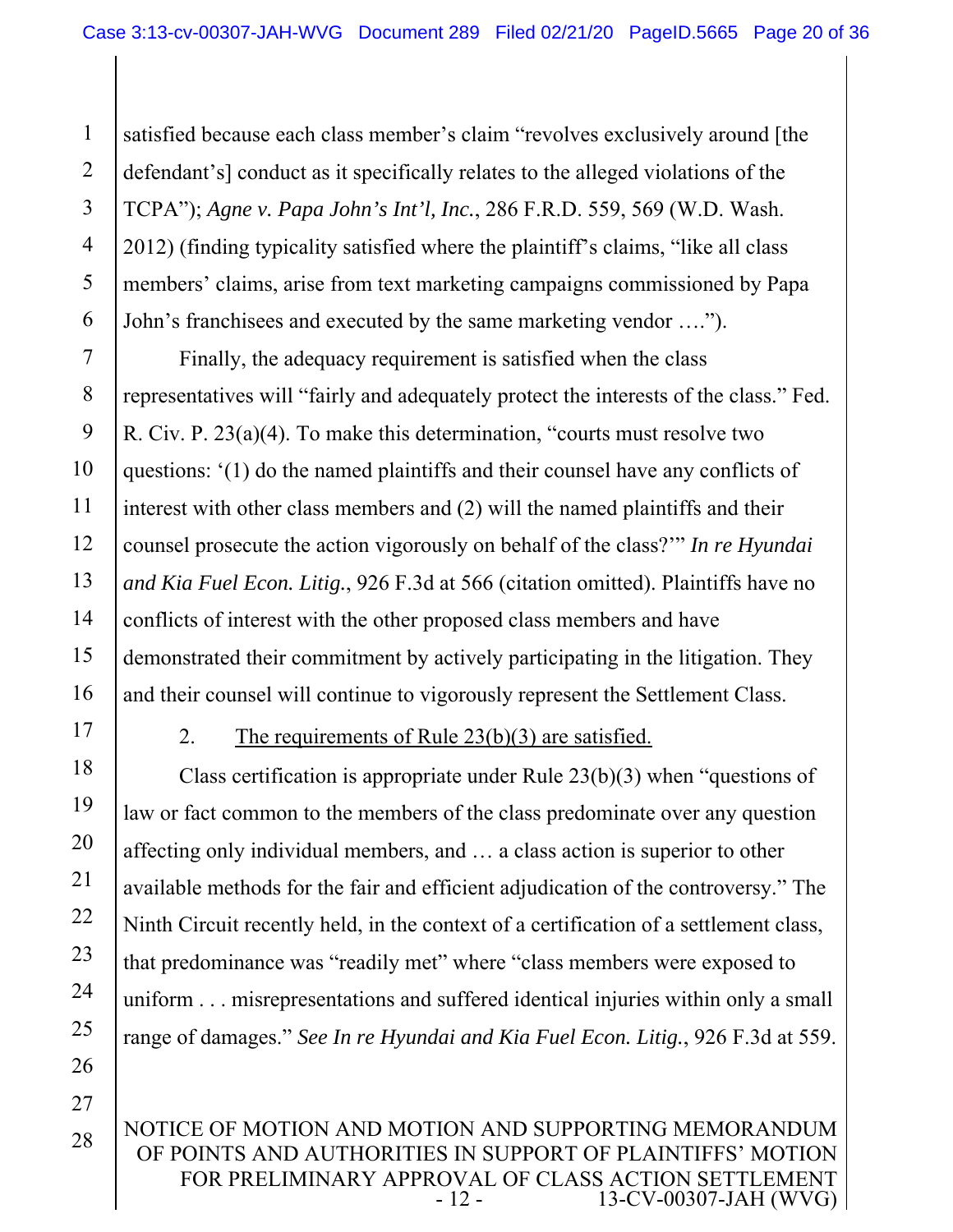satisfied because each class member's claim "revolves exclusively around [the defendant's] conduct as it specifically relates to the alleged violations of the TCPA"); *Agne v. Papa John's Int'l, Inc.*, 286 F.R.D. 559, 569 (W.D. Wash. 2012) (finding typicality satisfied where the plaintiff's claims, "like all class members' claims, arise from text marketing campaigns commissioned by Papa John's franchisees and executed by the same marketing vendor ….").

Finally, the adequacy requirement is satisfied when the class representatives will "fairly and adequately protect the interests of the class." Fed. R. Civ. P. 23(a)(4). To make this determination, "courts must resolve two questions: '(1) do the named plaintiffs and their counsel have any conflicts of interest with other class members and (2) will the named plaintiffs and their counsel prosecute the action vigorously on behalf of the class?'" *In re Hyundai and Kia Fuel Econ. Litig.*, 926 F.3d at 566 (citation omitted). Plaintiffs have no conflicts of interest with the other proposed class members and have demonstrated their commitment by actively participating in the litigation. They and their counsel will continue to vigorously represent the Settlement Class.

2. <u>The requirements of Rule 23(b)(3) are satisfied.</u>

Class certification is appropriate under Rule 23(b)(3) when "questions of law or fact common to the members of the class predominate over any question affecting only individual members, and … a class action is superior to other available methods for the fair and efficient adjudication of the controversy." The Ninth Circuit recently held, in the context of a certification of a settlement class, that predominance was "readily met" where "class members were exposed to uniform . . . misrepresentations and suffered identical injuries within only a small range of damages." *See In re Hyundai and Kia Fuel Econ. Litig.*, 926 F.3d at 559.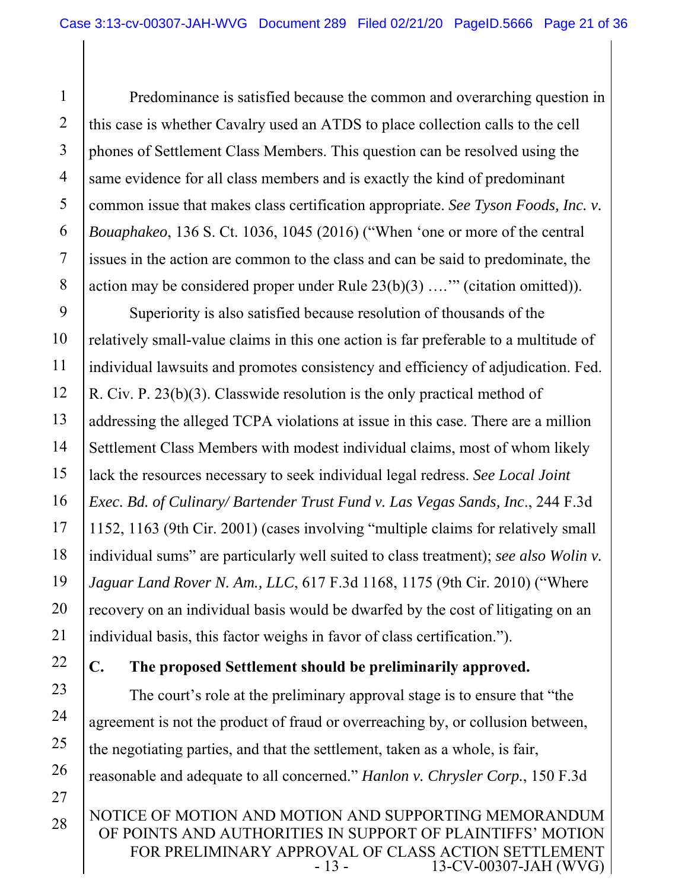Predominance is satisfied because the common and overarching question in this case is whether Cavalry used an ATDS to place collection calls to the cell phones of Settlement Class Members. This question can be resolved using the same evidence for all class members and is exactly the kind of predominant common issue that makes class certification appropriate. *See Tyson Foods, Inc. v. Bouaphakeo*, 136 S. Ct. 1036, 1045 (2016) ("When 'one or more of the central issues in the action are common to the class and can be said to predominate, the action may be considered proper under Rule 23(b)(3) ….'" (citation omitted)).

Superiority is also satisfied because resolution of thousands of the relatively small-value claims in this one action is far preferable to a multitude of individual lawsuits and promotes consistency and efficiency of adjudication. Fed. R. Civ. P. 23(b)(3). Classwide resolution is the only practical method of addressing the alleged TCPA violations at issue in this case. There are a million Settlement Class Members with modest individual claims, most of whom likely lack the resources necessary to seek individual legal redress. *See Local Joint Exec. Bd. of Culinary/ Bartender Trust Fund v. Las Vegas Sands, Inc.*, 244 F.3d 1152, 1163 (9th Cir. 2001) (cases involving "multiple claims for relatively small individual sums" are particularly well suited to class treatment); *see also Wolin v. Jaguar Land Rover N. Am., LLC*, 617 F.3d 1168, 1175 (9th Cir. 2010) ("Where recovery on an individual basis would be dwarfed by the cost of litigating on an individual basis, this factor weighs in favor of class certification.").

### C. The proposed Settlement should be preliminarily approved.

The court's role at the preliminary approval stage is to ensure that "the agreement is not the product of fraud or overreaching by, or collusion between, the negotiating parties, and that the settlement, taken as a whole, is fair, reasonable and adequate to all concerned." *Hanlon v. Chrysler Corp.*, 150 F.3d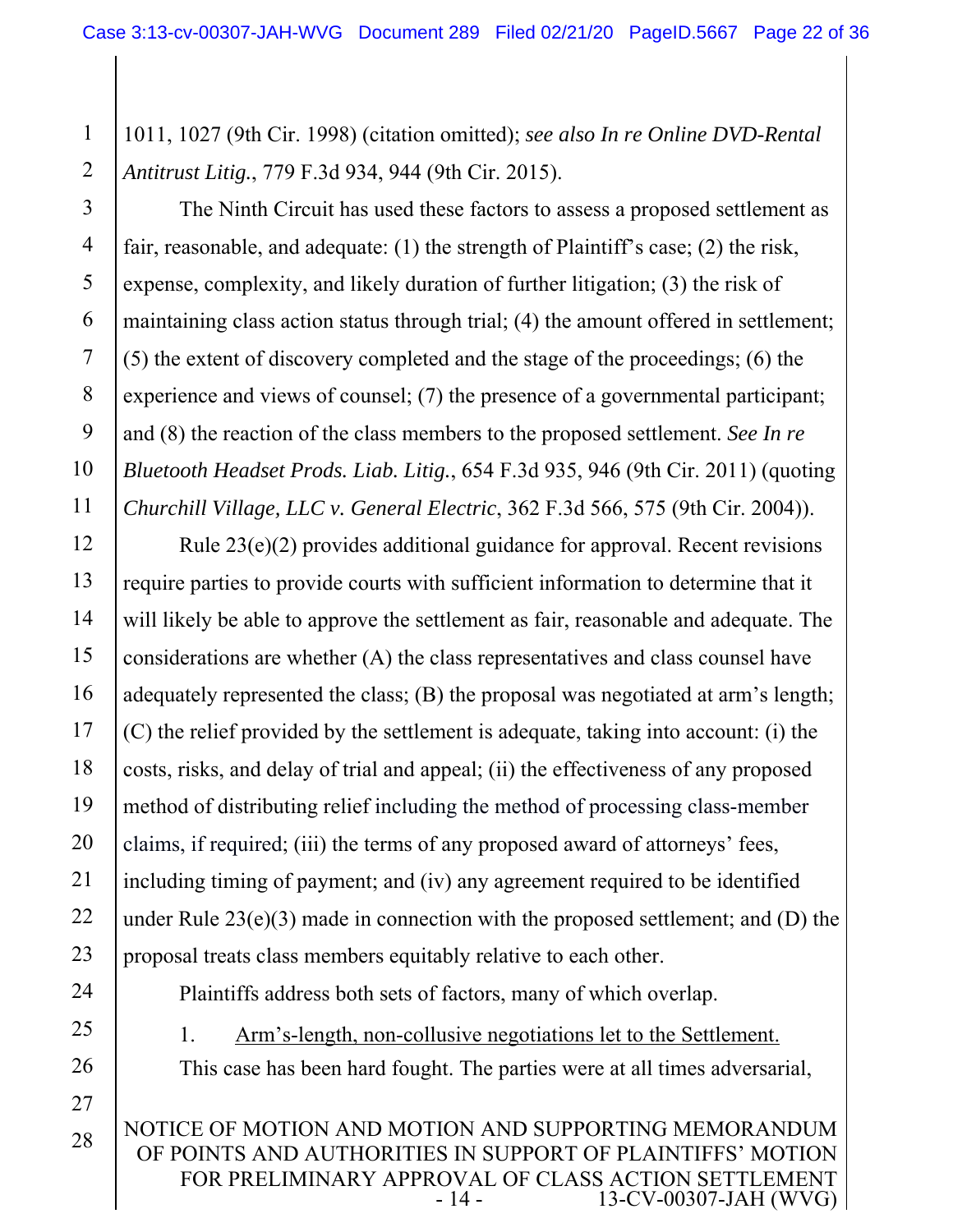1011, 1027 (9th Cir. 1998) (citation omitted); *see also In re Online DVD-Rental Antitrust Litig.*, 779 F.3d 934, 944 (9th Cir. 2015).

The Ninth Circuit has used these factors to assess a proposed settlement as fair, reasonable, and adequate: (1) the strength of Plaintiff's case; (2) the risk, expense, complexity, and likely duration of further litigation; (3) the risk of maintaining class action status through trial; (4) the amount offered in settlement; (5) the extent of discovery completed and the stage of the proceedings; (6) the experience and views of counsel; (7) the presence of a governmental participant; and (8) the reaction of the class members to the proposed settlement. *See In re Bluetooth Headset Prods. Liab. Litig.*, 654 F.3d 935, 946 (9th Cir. 2011) (quoting *Churchill Village, LLC v. General Electric*, 362 F.3d 566, 575 (9th Cir. 2004)).

Rule 23(e)(2) provides additional guidance for approval. Recent revisions require parties to provide courts with sufficient information to determine that it will likely be able to approve the settlement as fair, reasonable and adequate. The considerations are whether (A) the class representatives and class counsel have adequately represented the class; (B) the proposal was negotiated at arm's length; (C) the relief provided by the settlement is adequate, taking into account: (i) the costs, risks, and delay of trial and appeal; (ii) the effectiveness of any proposed method of distributing relief including the method of processing class-member claims, if required; (iii) the terms of any proposed award of attorneys' fees, including timing of payment; and (iv) any agreement required to be identified under Rule 23(e)(3) made in connection with the proposed settlement; and (D) the proposal treats class members equitably relative to each other.

Plaintiffs address both sets of factors, many of which overlap.

1. <u>Arm's-length, non-collusive negotiations let to the Settlement.</u>

This case has been hard fought. The parties were at all times adversarial,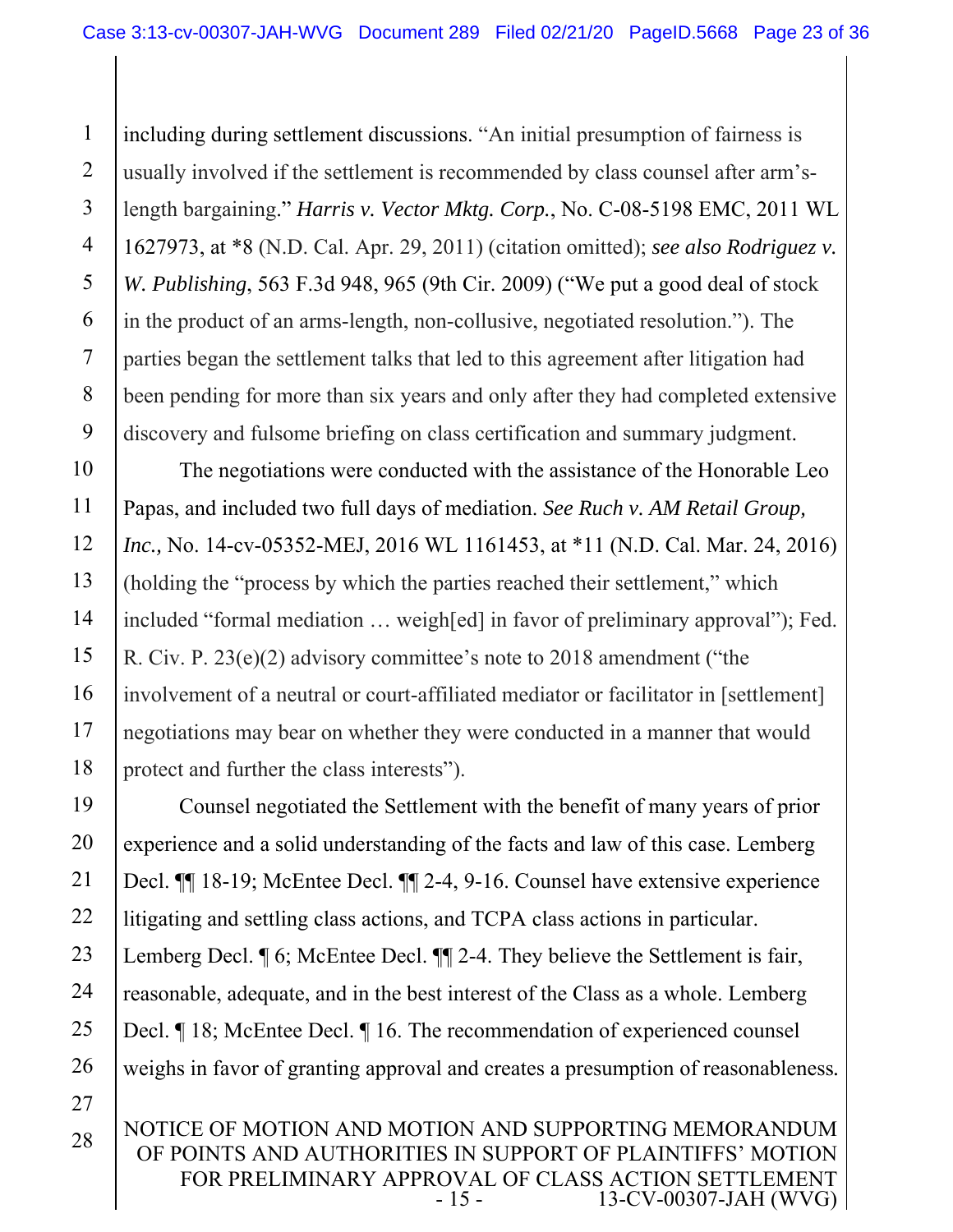including during settlement discussions. "An initial presumption of fairness is usually involved if the settlement is recommended by class counsel after arm's-length bargaining." *Harris v. Vector Mktg. Corp.*, No. C-08-5198 EMC, 2011 WL 1627973, at *8 (N.D. Cal. Apr. 29, 2011) (citation omitted); *see also Rodriguez v. W. Publishing*, 563 F.3d 948, 965 (9th Cir. 2009) ("We put a good deal of stock in the product of an arms-length, non-collusive, negotiated resolution."). The parties began the settlement talks that led to this agreement after litigation had been pending for more than six years and only after they had completed extensive discovery and fulsome briefing on class certification and summary judgment.

The negotiations were conducted with the assistance of the Honorable Leo Papas, and included two full days of mediation. *See Ruch v. AM Retail Group, Inc.,* No. 14-cv-05352-MEJ, 2016 WL 1161453, at *11 (N.D. Cal. Mar. 24, 2016) (holding the "process by which the parties reached their settlement," which included "formal mediation … weigh[ed] in favor of preliminary approval"); Fed. R. Civ. P. 23(e)(2) advisory committee's note to 2018 amendment ("the involvement of a neutral or court-affiliated mediator or facilitator in [settlement] negotiations may bear on whether they were conducted in a manner that would protect and further the class interests").

Counsel negotiated the Settlement with the benefit of many years of prior experience and a solid understanding of the facts and law of this case. Lemberg Decl. ¶¶ 18-19; McEntee Decl. ¶¶ 2-4, 9-16. Counsel have extensive experience litigating and settling class actions, and TCPA class actions in particular. Lemberg Decl. ¶ 6; McEntee Decl. ¶¶ 2-4. They believe the Settlement is fair, reasonable, adequate, and in the best interest of the Class as a whole. Lemberg Decl. ¶ 18; McEntee Decl. ¶ 16. The recommendation of experienced counsel weighs in favor of granting approval and creates a presumption of reasonableness.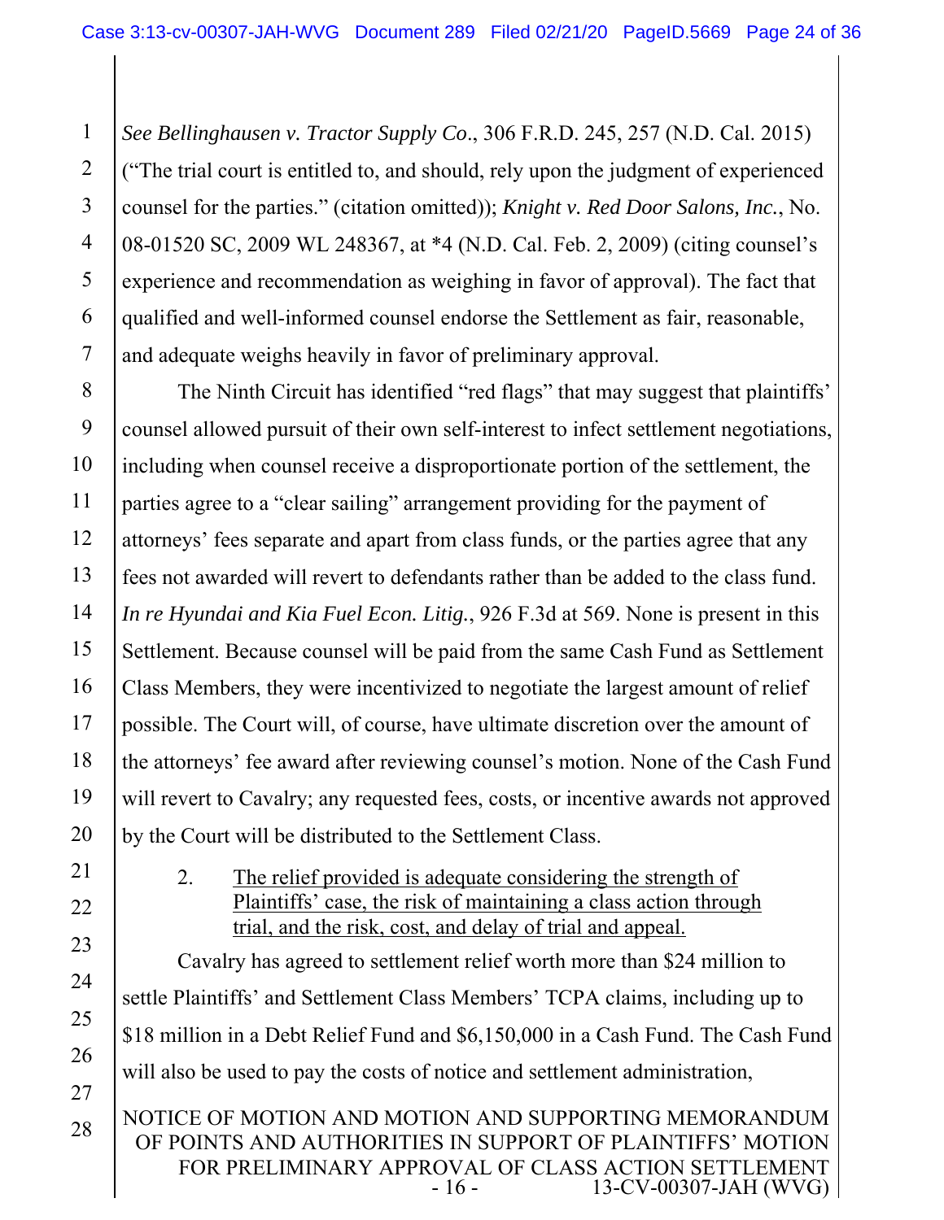*See Bellinghausen v. Tractor Supply Co*., 306 F.R.D. 245, 257 (N.D. Cal. 2015) ("The trial court is entitled to, and should, rely upon the judgment of experienced counsel for the parties." (citation omitted)); *Knight v. Red Door Salons, Inc.*, No. 08-01520 SC, 2009 WL 248367, at *4 (N.D. Cal. Feb. 2, 2009) (citing counsel's experience and recommendation as weighing in favor of approval). The fact that qualified and well-informed counsel endorse the Settlement as fair, reasonable, and adequate weighs heavily in favor of preliminary approval.

The Ninth Circuit has identified "red flags" that may suggest that plaintiffs' counsel allowed pursuit of their own self-interest to infect settlement negotiations, including when counsel receive a disproportionate portion of the settlement, the parties agree to a "clear sailing" arrangement providing for the payment of attorneys' fees separate and apart from class funds, or the parties agree that any fees not awarded will revert to defendants rather than be added to the class fund. *In re Hyundai and Kia Fuel Econ. Litig.*, 926 F.3d at 569. None is present in this Settlement. Because counsel will be paid from the same Cash Fund as Settlement Class Members, they were incentivized to negotiate the largest amount of relief possible. The Court will, of course, have ultimate discretion over the amount of the attorneys' fee award after reviewing counsel's motion. None of the Cash Fund will revert to Cavalry; any requested fees, costs, or incentive awards not approved by the Court will be distributed to the Settlement Class.

2. <u>The relief provided is adequate considering the strength of Plaintiffs' case, the risk of maintaining a class action through trial, and the risk, cost, and delay of trial and appeal.</u>

Cavalry has agreed to settlement relief worth more than $24 million to settle Plaintiffs' and Settlement Class Members' TCPA claims, including up to $18 million in a Debt Relief Fund and $6,150,000 in a Cash Fund. The Cash Fund will also be used to pay the costs of notice and settlement administration,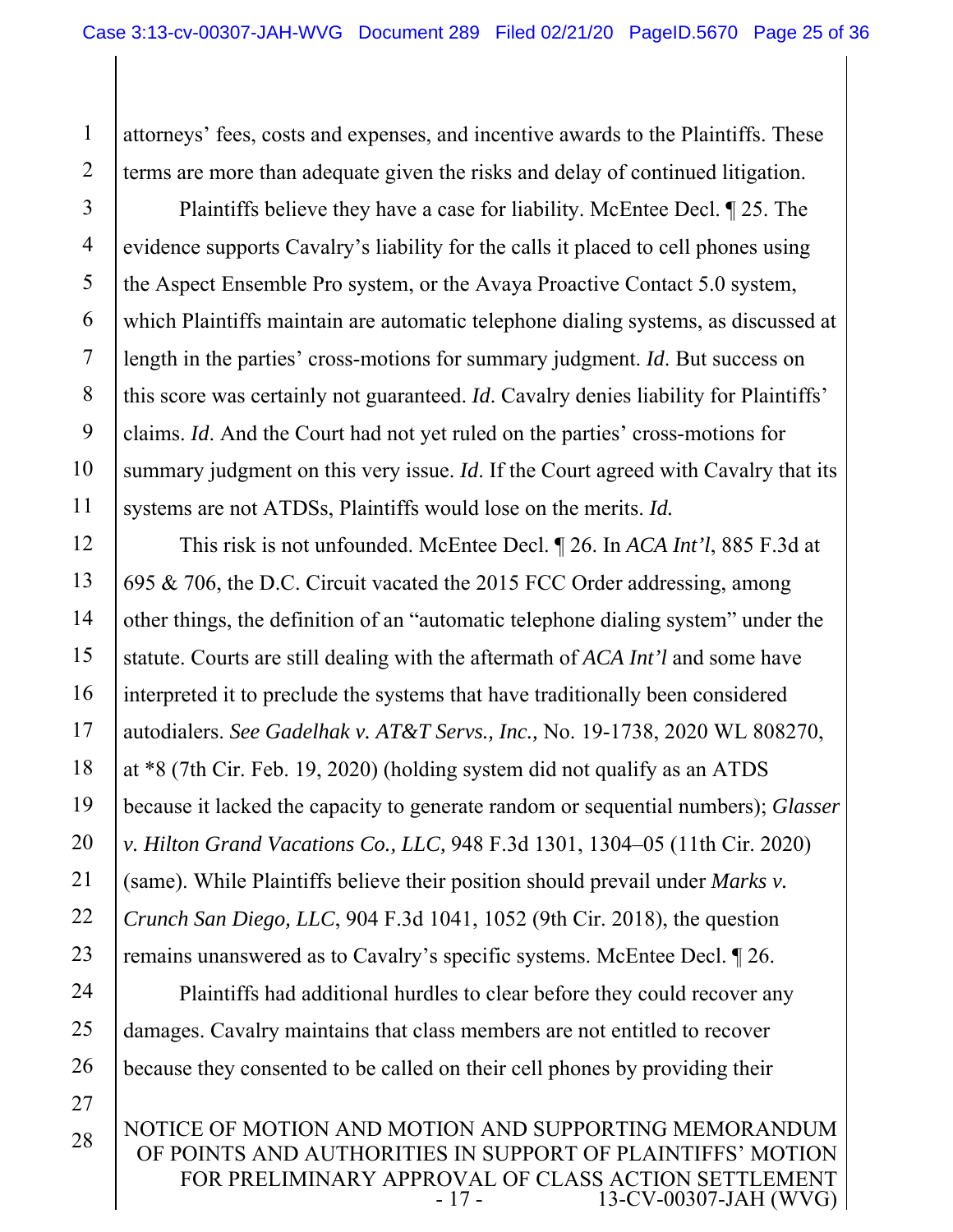attorneys' fees, costs and expenses, and incentive awards to the Plaintiffs. These terms are more than adequate given the risks and delay of continued litigation.

Plaintiffs believe they have a case for liability. McEntee Decl. ¶ 25. The evidence supports Cavalry's liability for the calls it placed to cell phones using the Aspect Ensemble Pro system, or the Avaya Proactive Contact 5.0 system, which Plaintiffs maintain are automatic telephone dialing systems, as discussed at length in the parties' cross-motions for summary judgment. *Id*. But success on this score was certainly not guaranteed. *Id*. Cavalry denies liability for Plaintiffs' claims. *Id*. And the Court had not yet ruled on the parties' cross-motions for summary judgment on this very issue. *Id*. If the Court agreed with Cavalry that its systems are not ATDSs, Plaintiffs would lose on the merits. *Id.*

This risk is not unfounded. McEntee Decl. ¶ 26. In *ACA Int'l*, 885 F.3d at 695 & 706, the D.C. Circuit vacated the 2015 FCC Order addressing, among other things, the definition of an "automatic telephone dialing system" under the statute. Courts are still dealing with the aftermath of *ACA Int'l* and some have interpreted it to preclude the systems that have traditionally been considered autodialers. *See Gadelhak v. AT&T Servs., Inc.,* No. 19-1738, 2020 WL 808270, at *8 (7th Cir. Feb. 19, 2020) (holding system did not qualify as an ATDS because it lacked the capacity to generate random or sequential numbers); *Glasser v. Hilton Grand Vacations Co., LLC,* 948 F.3d 1301, 1304–05 (11th Cir. 2020) (same). While Plaintiffs believe their position should prevail under *Marks v. Crunch San Diego, LLC*, 904 F.3d 1041, 1052 (9th Cir. 2018), the question remains unanswered as to Cavalry's specific systems. McEntee Decl. ¶ 26.

Plaintiffs had additional hurdles to clear before they could recover any damages. Cavalry maintains that class members are not entitled to recover because they consented to be called on their cell phones by providing their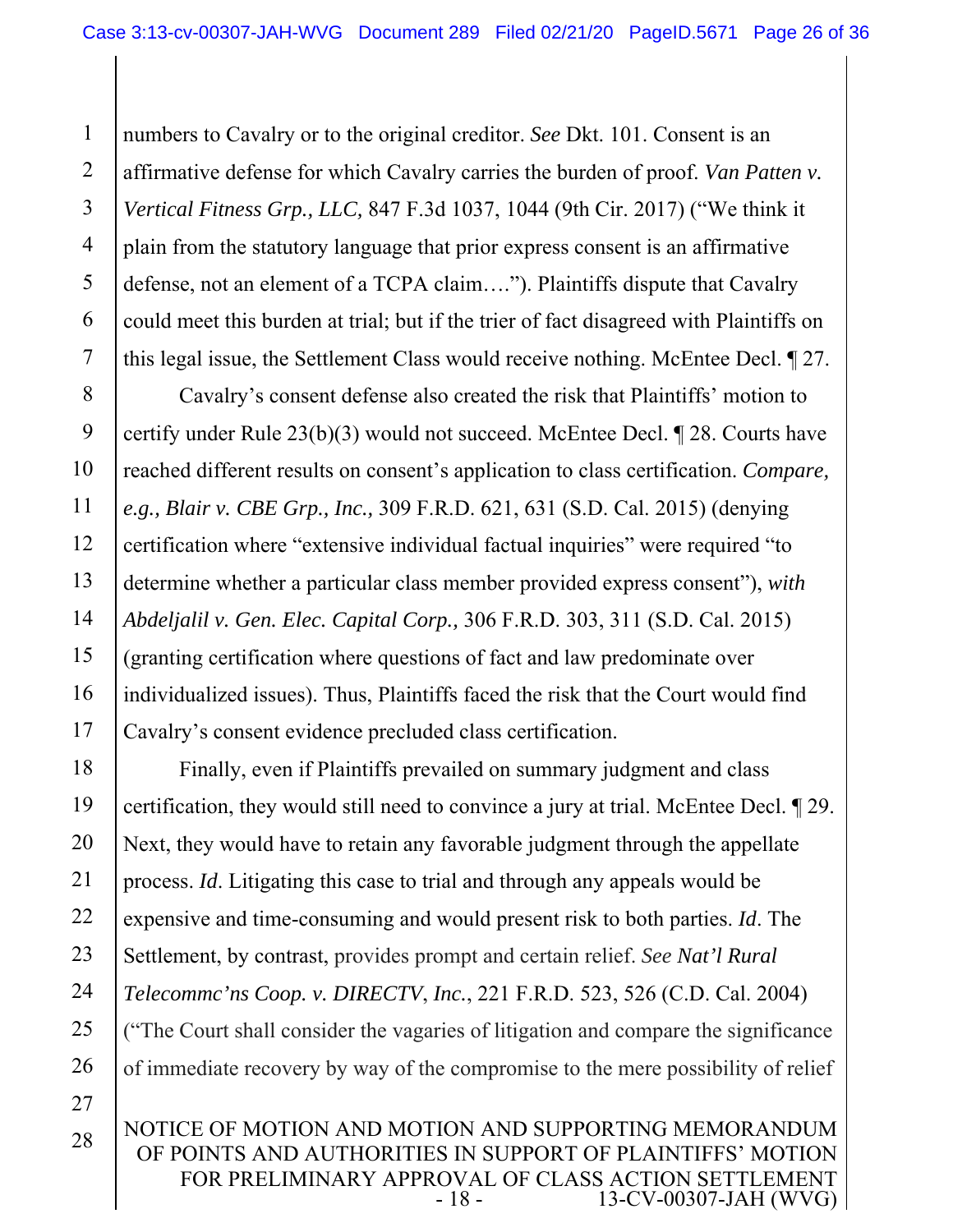numbers to Cavalry or to the original creditor. *See* Dkt. 101. Consent is an affirmative defense for which Cavalry carries the burden of proof. *Van Patten v. Vertical Fitness Grp., LLC,* 847 F.3d 1037, 1044 (9th Cir. 2017) ("We think it plain from the statutory language that prior express consent is an affirmative defense, not an element of a TCPA claim….”). Plaintiffs dispute that Cavalry could meet this burden at trial; but if the trier of fact disagreed with Plaintiffs on this legal issue, the Settlement Class would receive nothing. McEntee Decl. ¶ 27.

Cavalry's consent defense also created the risk that Plaintiffs' motion to certify under Rule 23(b)(3) would not succeed. McEntee Decl. ¶ 28. Courts have reached different results on consent's application to class certification. *Compare, e.g., Blair v. CBE Grp., Inc.,* 309 F.R.D. 621, 631 (S.D. Cal. 2015) (denying certification where "extensive individual factual inquiries" were required "to determine whether a particular class member provided express consent"), *with Abdeljalil v. Gen. Elec. Capital Corp.,* 306 F.R.D. 303, 311 (S.D. Cal. 2015) (granting certification where questions of fact and law predominate over individualized issues). Thus, Plaintiffs faced the risk that the Court would find Cavalry's consent evidence precluded class certification.

Finally, even if Plaintiffs prevailed on summary judgment and class certification, they would still need to convince a jury at trial. McEntee Decl. ¶ 29. Next, they would have to retain any favorable judgment through the appellate process. *Id*. Litigating this case to trial and through any appeals would be expensive and time-consuming and would present risk to both parties. *Id*. The Settlement, by contrast, provides prompt and certain relief. *See Nat'l Rural Telecommc'ns Coop. v. DIRECTV, Inc.*, 221 F.R.D. 523, 526 (C.D. Cal. 2004) ("The Court shall consider the vagaries of litigation and compare the significance of immediate recovery by way of the compromise to the mere possibility of relief

NOTICE OF MOTION AND MOTION AND SUPPORTING MEMORANDUM OF POINTS AND AUTHORITIES IN SUPPORT OF PLAINTIFFS' MOTION FOR PRELIMINARY APPROVAL OF CLASS ACTION SETTLEMENT
13-CV-00307-JAH (WVG)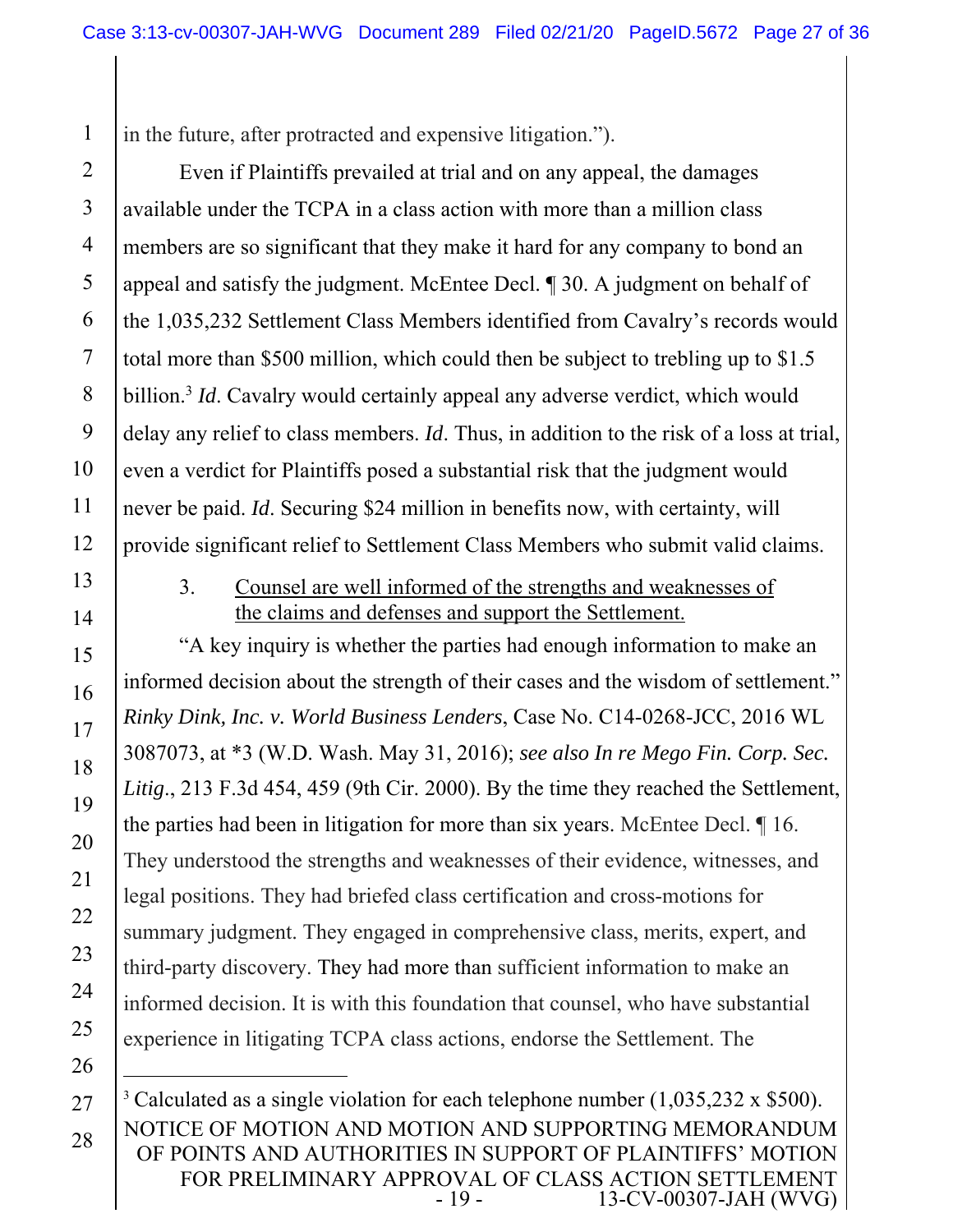in the future, after protracted and expensive litigation.").

Even if Plaintiffs prevailed at trial and on any appeal, the damages available under the TCPA in a class action with more than a million class members are so significant that they make it hard for any company to bond an appeal and satisfy the judgment. McEntee Decl. ¶ 30. A judgment on behalf of the 1,035,232 Settlement Class Members identified from Cavalry's records would total more than $500 million, which could then be subject to trebling up to $1.5 billion.[3] *Id*. Cavalry would certainly appeal any adverse verdict, which would delay any relief to class members. *Id*. Thus, in addition to the risk of a loss at trial, even a verdict for Plaintiffs posed a substantial risk that the judgment would never be paid. *Id*. Securing $24 million in benefits now, with certainty, will provide significant relief to Settlement Class Members who submit valid claims.

3. <u>Counsel are well informed of the strengths and weaknesses of the claims and defenses and support the Settlement.</u>

"A key inquiry is whether the parties had enough information to make an informed decision about the strength of their cases and the wisdom of settlement." *Rinky Dink, Inc. v. World Business Lenders*, Case No. C14-0268-JCC, 2016 WL 3087073, at *3 (W.D. Wash. May 31, 2016); *see also In re Mego Fin. Corp. Sec. Litig*., 213 F.3d 454, 459 (9th Cir. 2000). By the time they reached the Settlement, the parties had been in litigation for more than six years. McEntee Decl. ¶ 16. They understood the strengths and weaknesses of their evidence, witnesses, and legal positions. They had briefed class certification and cross-motions for summary judgment. They engaged in comprehensive class, merits, expert, and third-party discovery. They had more than sufficient information to make an informed decision. It is with this foundation that counsel, who have substantial experience in litigating TCPA class actions, endorse the Settlement. The

---

[3] Calculated as a single violation for each telephone number (1,035,232 x $500).

NOTICE OF MOTION AND MOTION AND SUPPORTING MEMORANDUM OF POINTS AND AUTHORITIES IN SUPPORT OF PLAINTIFFS' MOTION FOR PRELIMINARY APPROVAL OF CLASS ACTION SETTLEMENT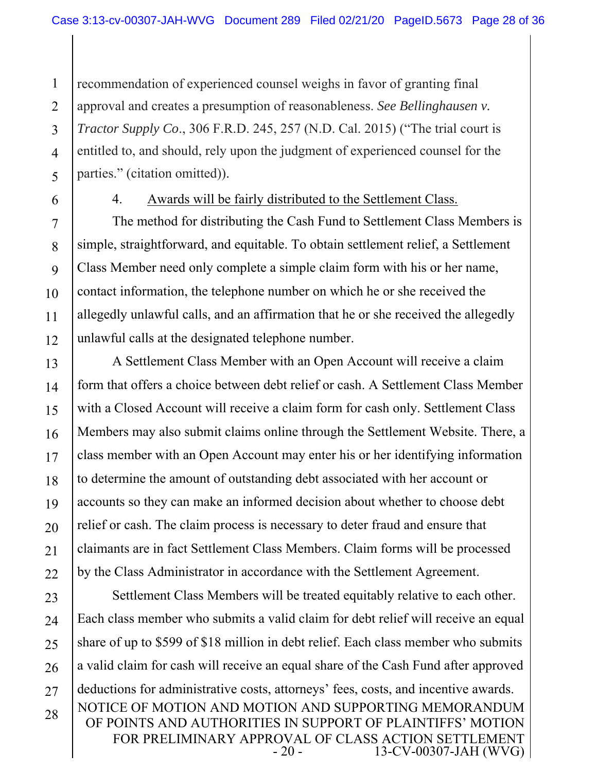recommendation of experienced counsel weighs in favor of granting final approval and creates a presumption of reasonableness. *See Bellinghausen v. Tractor Supply Co*., 306 F.R.D. 245, 257 (N.D. Cal. 2015) ("The trial court is entitled to, and should, rely upon the judgment of experienced counsel for the parties." (citation omitted)).

4. Awards will be fairly distributed to the Settlement Class.

The method for distributing the Cash Fund to Settlement Class Members is simple, straightforward, and equitable. To obtain settlement relief, a Settlement Class Member need only complete a simple claim form with his or her name, contact information, the telephone number on which he or she received the allegedly unlawful calls, and an affirmation that he or she received the allegedly unlawful calls at the designated telephone number.

A Settlement Class Member with an Open Account will receive a claim form that offers a choice between debt relief or cash. A Settlement Class Member with a Closed Account will receive a claim form for cash only. Settlement Class Members may also submit claims online through the Settlement Website. There, a class member with an Open Account may enter his or her identifying information to determine the amount of outstanding debt associated with her account or accounts so they can make an informed decision about whether to choose debt relief or cash. The claim process is necessary to deter fraud and ensure that claimants are in fact Settlement Class Members. Claim forms will be processed by the Class Administrator in accordance with the Settlement Agreement.

Settlement Class Members will be treated equitably relative to each other. Each class member who submits a valid claim for debt relief will receive an equal share of up to $599 of $18 million in debt relief. Each class member who submits a valid claim for cash will receive an equal share of the Cash Fund after approved deductions for administrative costs, attorneys' fees, costs, and incentive awards.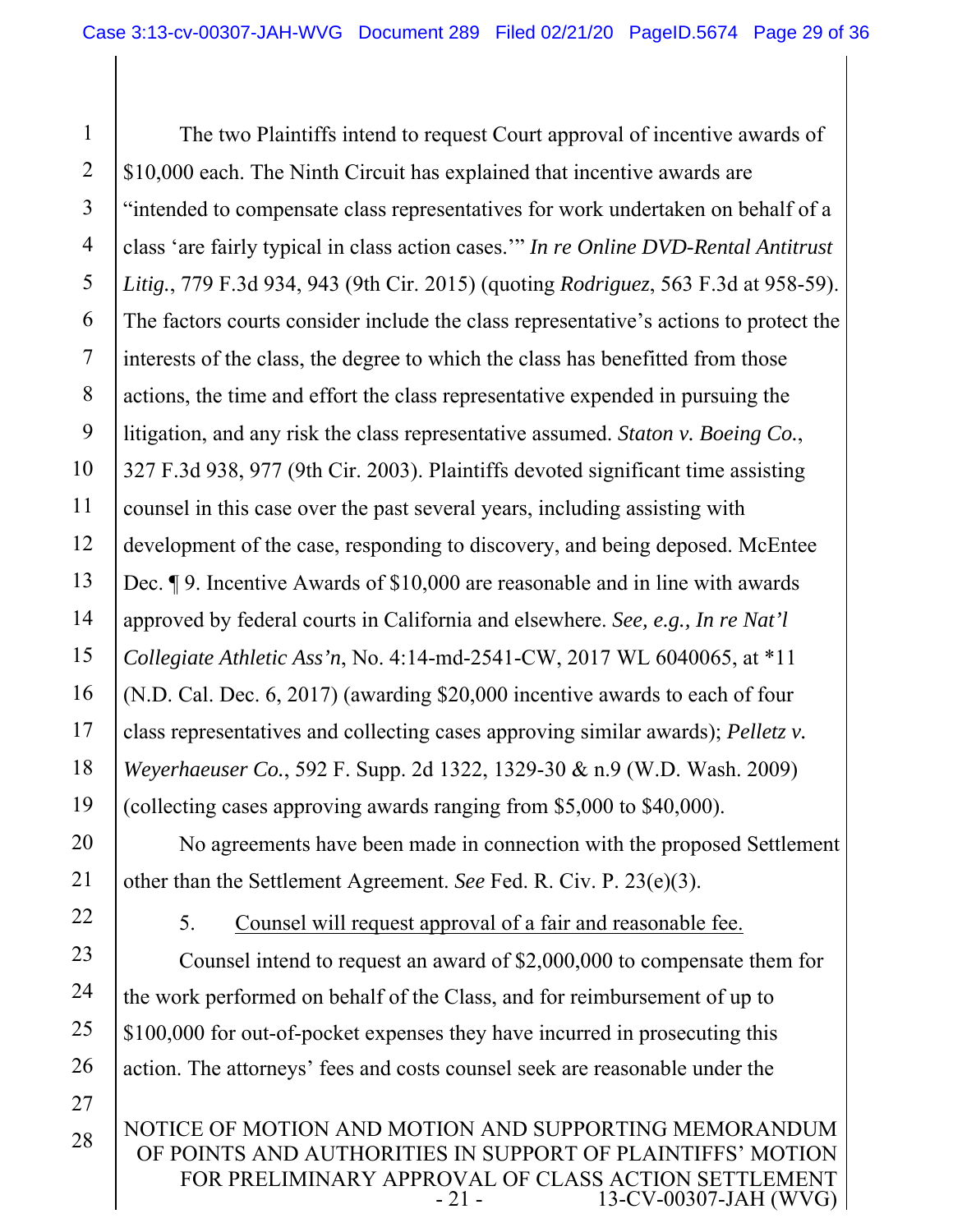The two Plaintiffs intend to request Court approval of incentive awards of $10,000 each. The Ninth Circuit has explained that incentive awards are "intended to compensate class representatives for work undertaken on behalf of a class 'are fairly typical in class action cases.'" *In re Online DVD-Rental Antitrust Litig.*, 779 F.3d 934, 943 (9th Cir. 2015) (quoting *Rodriguez*, 563 F.3d at 958-59). The factors courts consider include the class representative's actions to protect the interests of the class, the degree to which the class has benefitted from those actions, the time and effort the class representative expended in pursuing the litigation, and any risk the class representative assumed. *Staton v. Boeing Co.*, 327 F.3d 938, 977 (9th Cir. 2003). Plaintiffs devoted significant time assisting counsel in this case over the past several years, including assisting with development of the case, responding to discovery, and being deposed. McEntee Dec. ¶ 9. Incentive Awards of $10,000 are reasonable and in line with awards approved by federal courts in California and elsewhere. *See, e.g., In re Nat'l Collegiate Athletic Ass'n*, No. 4:14-md-2541-CW, 2017 WL 6040065, at *11 (N.D. Cal. Dec. 6, 2017) (awarding $20,000 incentive awards to each of four class representatives and collecting cases approving similar awards); *Pelletz v. Weyerhaeuser Co.*, 592 F. Supp. 2d 1322, 1329-30 & n.9 (W.D. Wash. 2009) (collecting cases approving awards ranging from $5,000 to $40,000).

No agreements have been made in connection with the proposed Settlement other than the Settlement Agreement. *See* Fed. R. Civ. P. 23(e)(3).

5. Counsel will request approval of a fair and reasonable fee.

Counsel intend to request an award of $2,000,000 to compensate them for the work performed on behalf of the Class, and for reimbursement of up to $100,000 for out-of-pocket expenses they have incurred in prosecuting this action. The attorneys' fees and costs counsel seek are reasonable under the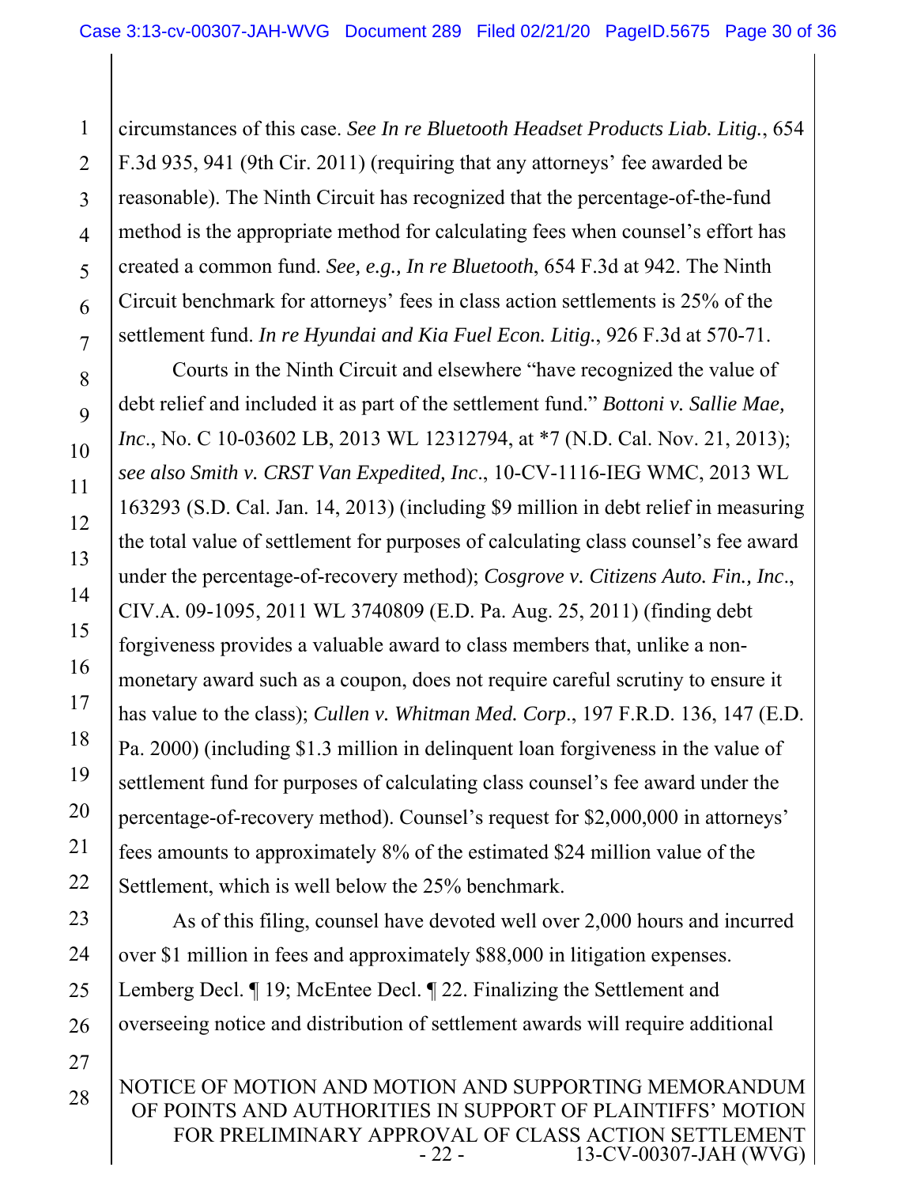circumstances of this case. *See In re Bluetooth Headset Products Liab. Litig.*, 654 F.3d 935, 941 (9th Cir. 2011) (requiring that any attorneys' fee awarded be reasonable). The Ninth Circuit has recognized that the percentage-of-the-fund method is the appropriate method for calculating fees when counsel's effort has created a common fund. *See, e.g., In re Bluetooth*, 654 F.3d at 942. The Ninth Circuit benchmark for attorneys' fees in class action settlements is 25% of the settlement fund. *In re Hyundai and Kia Fuel Econ. Litig.*, 926 F.3d at 570-71.

Courts in the Ninth Circuit and elsewhere "have recognized the value of debt relief and included it as part of the settlement fund." *Bottoni v. Sallie Mae, Inc.*, No. C 10-03602 LB, 2013 WL 12312794, at *7 (N.D. Cal. Nov. 21, 2013); *see also Smith v. CRST Van Expedited, Inc.*, 10-CV-1116-IEG WMC, 2013 WL 163293 (S.D. Cal. Jan. 14, 2013) (including $9 million in debt relief in measuring the total value of settlement for purposes of calculating class counsel's fee award under the percentage-of-recovery method); *Cosgrove v. Citizens Auto. Fin., Inc.*, CIV.A. 09-1095, 2011 WL 3740809 (E.D. Pa. Aug. 25, 2011) (finding debt forgiveness provides a valuable award to class members that, unlike a non-monetary award such as a coupon, does not require careful scrutiny to ensure it has value to the class); *Cullen v. Whitman Med. Corp.*, 197 F.R.D. 136, 147 (E.D. Pa. 2000) (including $1.3 million in delinquent loan forgiveness in the value of settlement fund for purposes of calculating class counsel's fee award under the percentage-of-recovery method). Counsel's request for $2,000,000 in attorneys' fees amounts to approximately 8% of the estimated $24 million value of the Settlement, which is well below the 25% benchmark.

As of this filing, counsel have devoted well over 2,000 hours and incurred over $1 million in fees and approximately $88,000 in litigation expenses. Lemberg Decl. ¶ 19; McEntee Decl. ¶ 22. Finalizing the Settlement and overseeing notice and distribution of settlement awards will require additional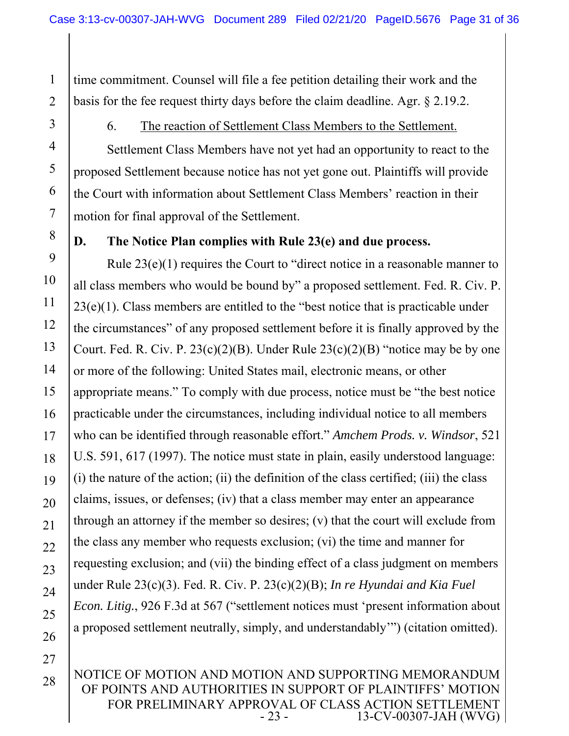time commitment. Counsel will file a fee petition detailing their work and the basis for the fee request thirty days before the claim deadline. Agr. § 2.19.2.

6. The reaction of Settlement Class Members to the Settlement.

Settlement Class Members have not yet had an opportunity to react to the proposed Settlement because notice has not yet gone out. Plaintiffs will provide the Court with information about Settlement Class Members' reaction in their motion for final approval of the Settlement.

### D. The Notice Plan complies with Rule 23(e) and due process.

Rule 23(e)(1) requires the Court to "direct notice in a reasonable manner to all class members who would be bound by" a proposed settlement. Fed. R. Civ. P. 23(e)(1). Class members are entitled to the "best notice that is practicable under the circumstances" of any proposed settlement before it is finally approved by the Court. Fed. R. Civ. P. 23(c)(2)(B). Under Rule 23(c)(2)(B) "notice may be by one or more of the following: United States mail, electronic means, or other appropriate means." To comply with due process, notice must be "the best notice practicable under the circumstances, including individual notice to all members who can be identified through reasonable effort." *Amchem Prods. v. Windsor*, 521 U.S. 591, 617 (1997). The notice must state in plain, easily understood language: (i) the nature of the action; (ii) the definition of the class certified; (iii) the class claims, issues, or defenses; (iv) that a class member may enter an appearance through an attorney if the member so desires; (v) that the court will exclude from the class any member who requests exclusion; (vi) the time and manner for requesting exclusion; and (vii) the binding effect of a class judgment on members under Rule 23(c)(3). Fed. R. Civ. P. 23(c)(2)(B); *In re Hyundai and Kia Fuel Econ. Litig.*, 926 F.3d at 567 ("settlement notices must 'present information about a proposed settlement neutrally, simply, and understandably'") (citation omitted).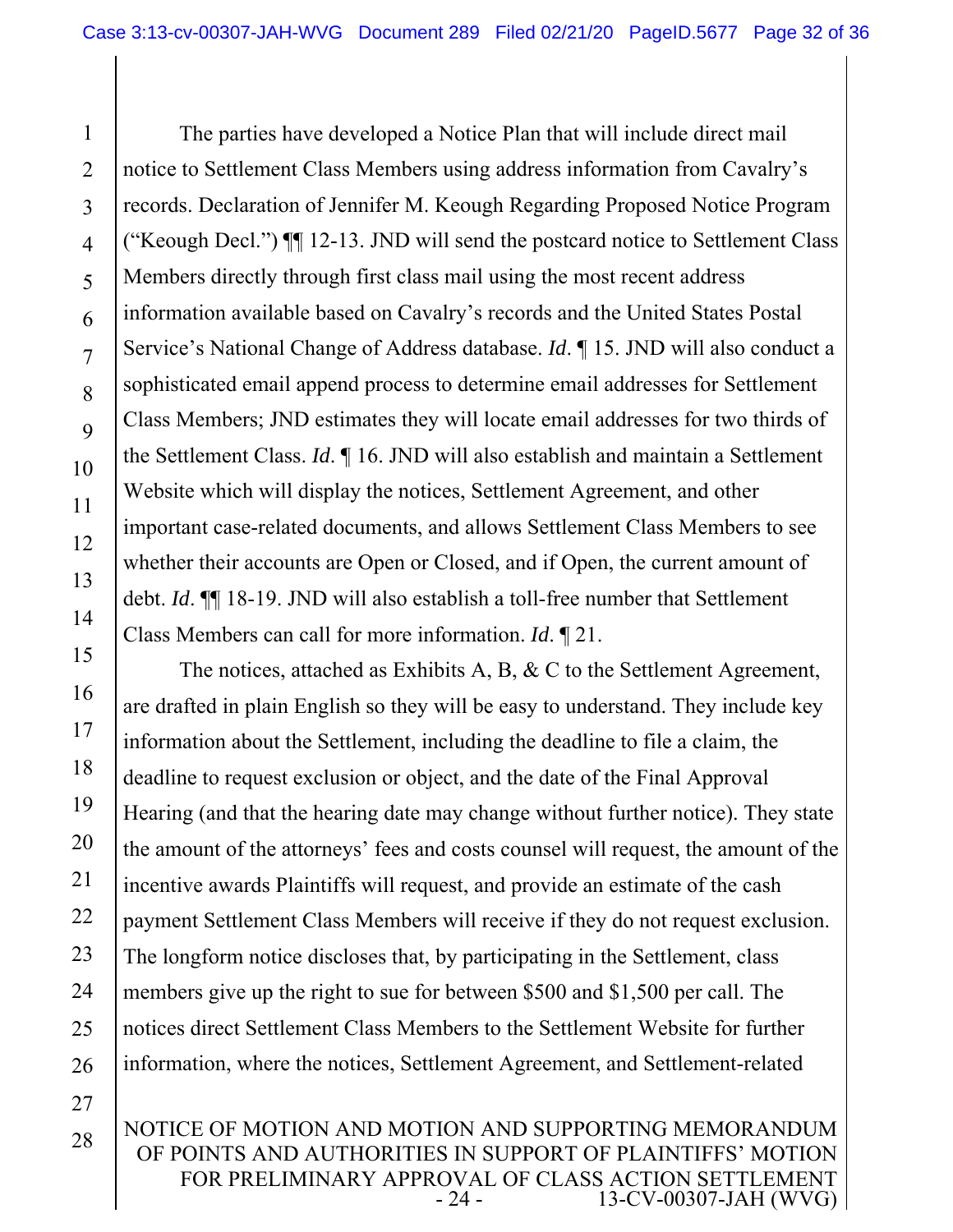The parties have developed a Notice Plan that will include direct mail notice to Settlement Class Members using address information from Cavalry's records. Declaration of Jennifer M. Keough Regarding Proposed Notice Program ("Keough Decl.") ¶¶ 12-13. JND will send the postcard notice to Settlement Class Members directly through first class mail using the most recent address information available based on Cavalry's records and the United States Postal Service's National Change of Address database. *Id*. ¶ 15. JND will also conduct a sophisticated email append process to determine email addresses for Settlement Class Members; JND estimates they will locate email addresses for two thirds of the Settlement Class. *Id*. ¶ 16. JND will also establish and maintain a Settlement Website which will display the notices, Settlement Agreement, and other important case-related documents, and allows Settlement Class Members to see whether their accounts are Open or Closed, and if Open, the current amount of debt. *Id*. ¶¶ 18-19. JND will also establish a toll-free number that Settlement Class Members can call for more information. *Id*. ¶ 21.

The notices, attached as Exhibits A, B, & C to the Settlement Agreement, are drafted in plain English so they will be easy to understand. They include key information about the Settlement, including the deadline to file a claim, the deadline to request exclusion or object, and the date of the Final Approval Hearing (and that the hearing date may change without further notice). They state the amount of the attorneys' fees and costs counsel will request, the amount of the incentive awards Plaintiffs will request, and provide an estimate of the cash payment Settlement Class Members will receive if they do not request exclusion. The longform notice discloses that, by participating in the Settlement, class members give up the right to sue for between $500 and $1,500 per call. The notices direct Settlement Class Members to the Settlement Website for further information, where the notices, Settlement Agreement, and Settlement-related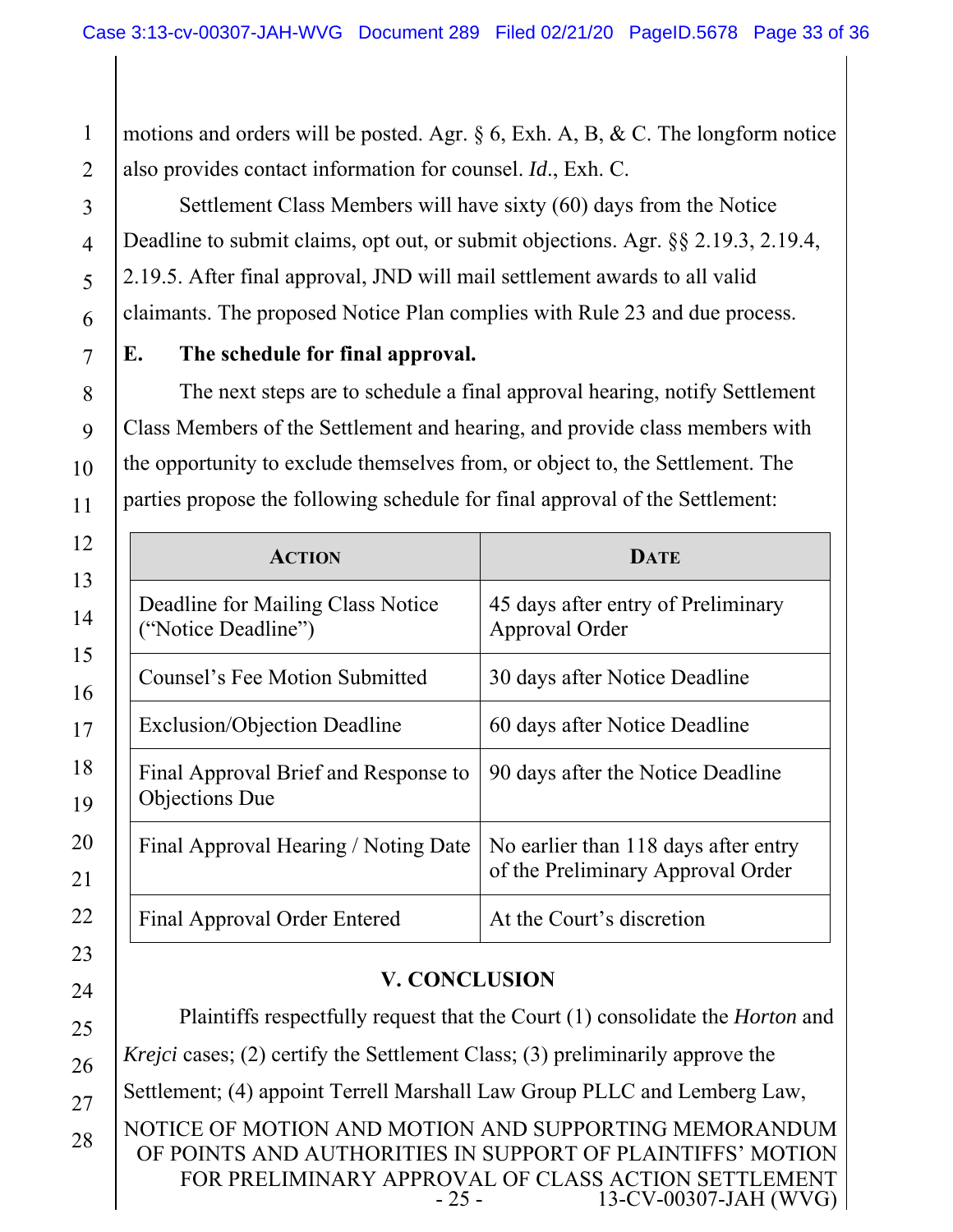motions and orders will be posted. Agr. § 6, Exh. A, B, & C. The longform notice also provides contact information for counsel. *Id*., Exh. C.

Settlement Class Members will have sixty (60) days from the Notice Deadline to submit claims, opt out, or submit objections. Agr. §§ 2.19.3, 2.19.4, 2.19.5. After final approval, JND will mail settlement awards to all valid claimants. The proposed Notice Plan complies with Rule 23 and due process.

### E. The schedule for final approval.

The next steps are to schedule a final approval hearing, notify Settlement Class Members of the Settlement and hearing, and provide class members with the opportunity to exclude themselves from, or object to, the Settlement. The parties propose the following schedule for final approval of the Settlement:

| ACTION | DATE |
|---|---|
| Deadline for Mailing Class Notice ("Notice Deadline") | 45 days after entry of Preliminary Approval Order |
| Counsel's Fee Motion Submitted | 30 days after Notice Deadline |
| Exclusion/Objection Deadline | 60 days after Notice Deadline |
| Final Approval Brief and Response to Objections Due | 90 days after the Notice Deadline |
| Final Approval Hearing / Noting Date | No earlier than 118 days after entry of the Preliminary Approval Order |
| Final Approval Order Entered | At the Court's discretion |

## V. CONCLUSION

Plaintiffs respectfully request that the Court (1) consolidate the *Horton* and *Krejci* cases; (2) certify the Settlement Class; (3) preliminarily approve the Settlement; (4) appoint Terrell Marshall Law Group PLLC and Lemberg Law,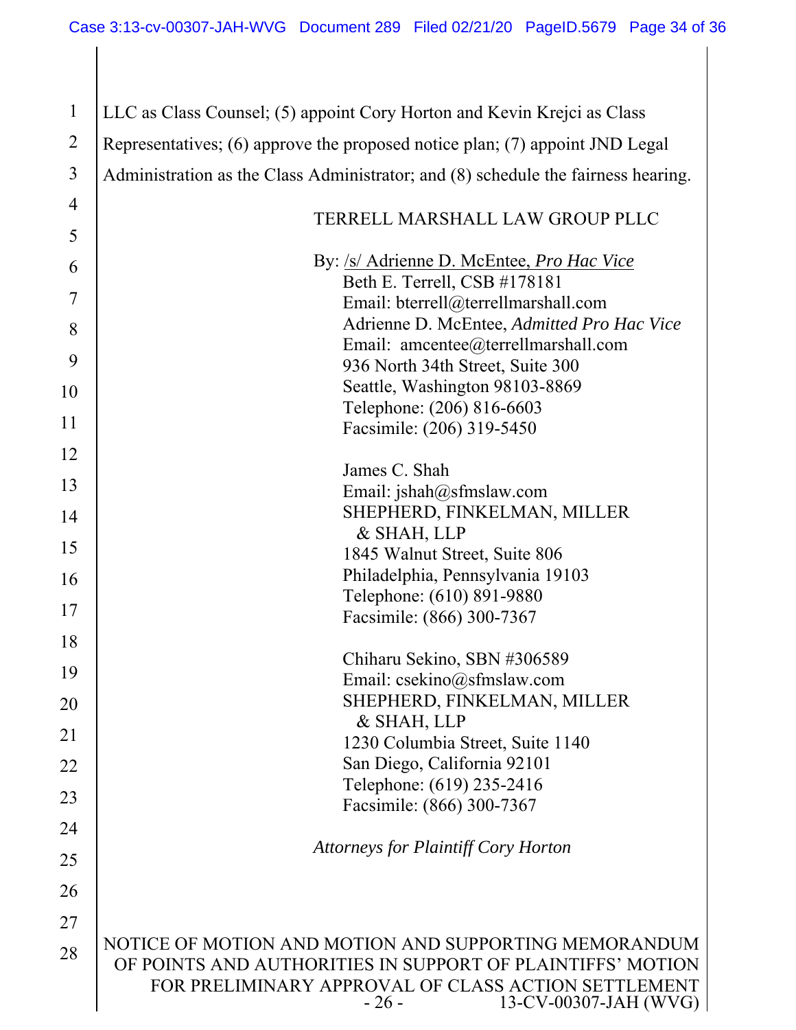LLC as Class Counsel; (5) appoint Cory Horton and Kevin Krejci as Class Representatives; (6) approve the proposed notice plan; (7) appoint JND Legal Administration as the Class Administrator; and (8) schedule the fairness hearing.

TERRELL MARSHALL LAW GROUP PLLC

By: /s/ Adrienne D. McEntee, *Pro Hac Vice*
Beth E. Terrell, CSB #178181
Email: bterrell@terrellmarshall.com
Adrienne D. McEntee, *Admitted Pro Hac Vice*
Email: amcentee@terrellmarshall.com
936 North 34th Street, Suite 300
Seattle, Washington 98103-8869
Telephone: (206) 816-6603
Facsimile: (206) 319-5450

James C. Shah
Email: jshah@sfmslaw.com
SHEPHERD, FINKELMAN, MILLER & SHAH, LLP
1845 Walnut Street, Suite 806
Philadelphia, Pennsylvania 19103
Telephone: (610) 891-9880
Facsimile: (866) 300-7367

Chiharu Sekino, SBN #306589
Email: csekino@sfmslaw.com
SHEPHERD, FINKELMAN, MILLER & SHAH, LLP
1230 Columbia Street, Suite 1140
San Diego, California 92101
Telephone: (619) 235-2416
Facsimile: (866) 300-7367

*Attorneys for Plaintiff Cory Horton*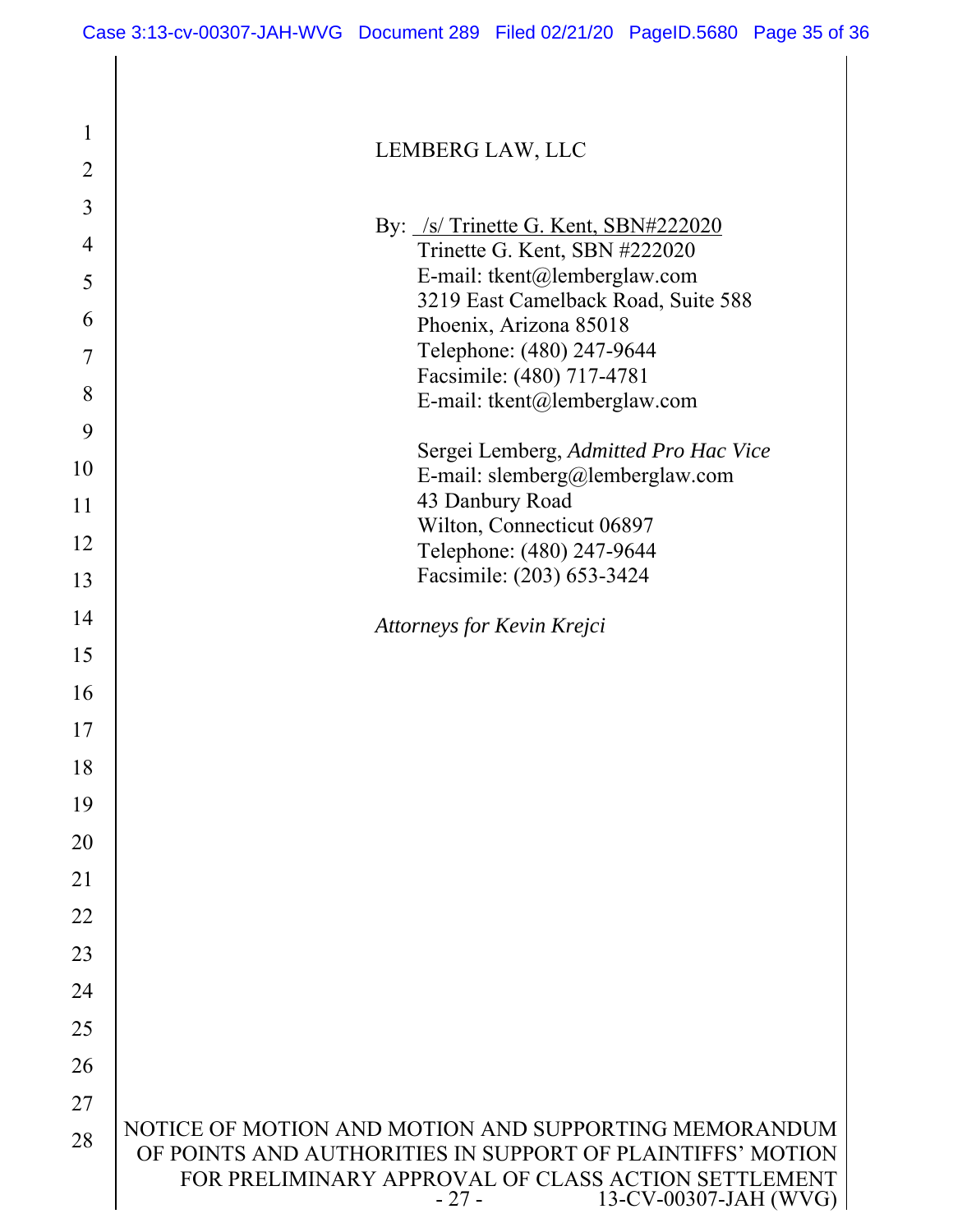LEMBERG LAW, LLC

By: /s/ Trinette G. Kent, SBN#222020
Trinette G. Kent, SBN #222020
E-mail: tkent@lembergl​aw.com
3219 East Camelback Road, Suite 588
Phoenix, Arizona 85018
Telephone: (480) 247-9644
Facsimile: (480) 717-4781
E-mail: tkent@lemberglaw.com

Sergei Lemberg, *Admitted Pro Hac Vice*
E-mail: slemberg@lemberglaw.com
43 Danbury Road
Wilton, Connecticut 06897
Telephone: (480) 247-9644
Facsimile: (203) 653-3424

*Attorneys for Kevin Krejci*

NOTICE OF MOTION AND MOTION AND SUPPORTING MEMORANDUM OF POINTS AND AUTHORITIES IN SUPPORT OF PLAINTIFFS' MOTION FOR PRELIMINARY APPROVAL OF CLASS ACTION SETTLEMENT

13-CV-00307-JAH (WVG)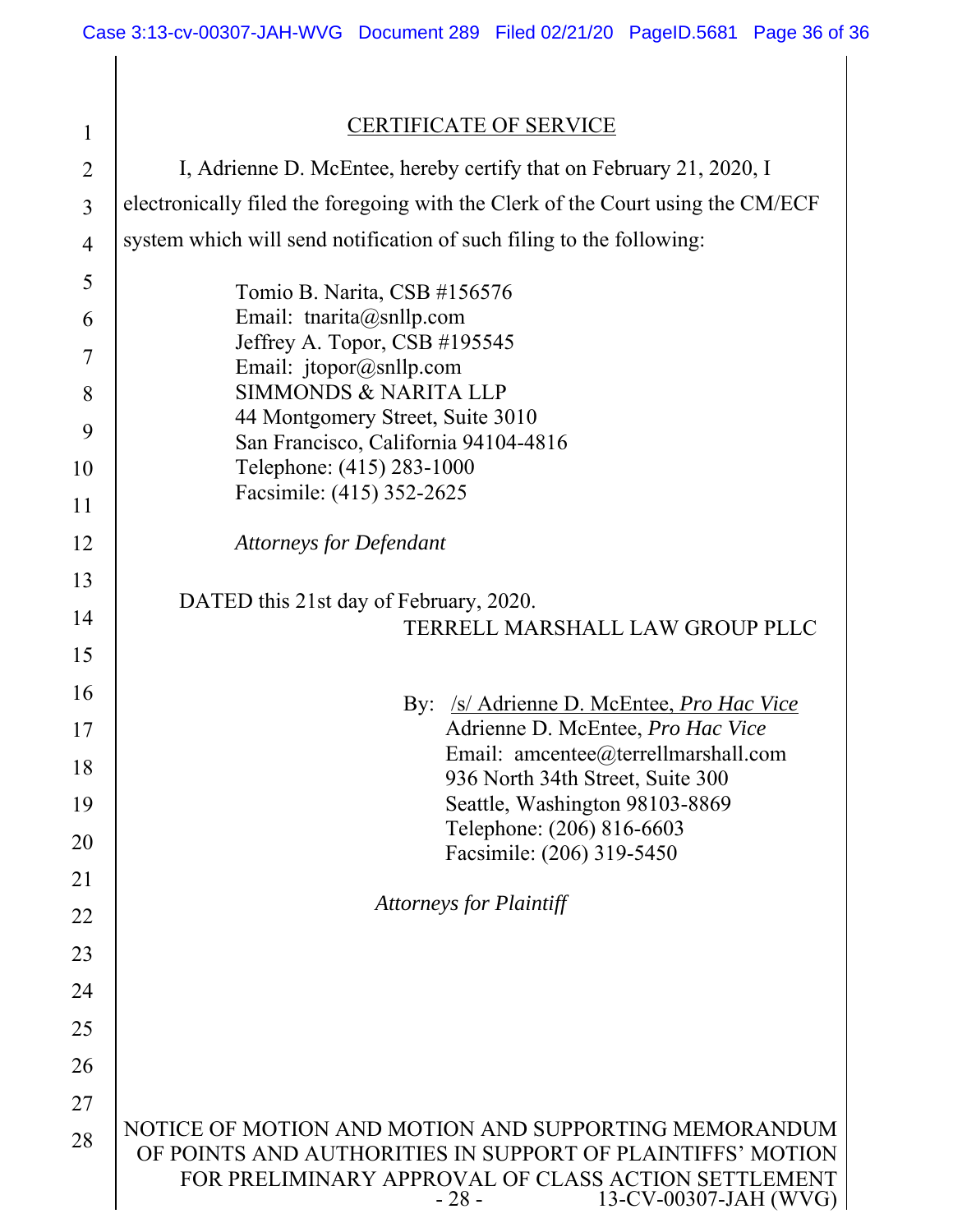# CERTIFICATE OF SERVICE

I, Adrienne D. McEntee, hereby certify that on February 21, 2020, I electronically filed the foregoing with the Clerk of the Court using the CM/ECF system which will send notification of such filing to the following:

Tomio B. Narita, CSB #156576
Email: tnarita@snllp.com
Jeffrey A. Topor, CSB #195545
Email: jtopor@snllp.com
SIMMONDS & NARITA LLP
44 Montgomery Street, Suite 3010
San Francisco, California 94104-4816
Telephone: (415) 283-1000
Facsimile: (415) 352-2625

*Attorneys for Defendant*

DATED this 21st day of February, 2020.

TERRELL MARSHALL LAW GROUP PLLC

By: /s/ Adrienne D. McEntee, *Pro Hac Vice*
Adrienne D. McEntee, *Pro Hac Vice*
Email: amcentee@terrellmarshall.com
936 North 34th Street, Suite 300
Seattle, Washington 98103-8869
Telephone: (206) 816-6603
Facsimile: (206) 319-5450

*Attorneys for Plaintiff*